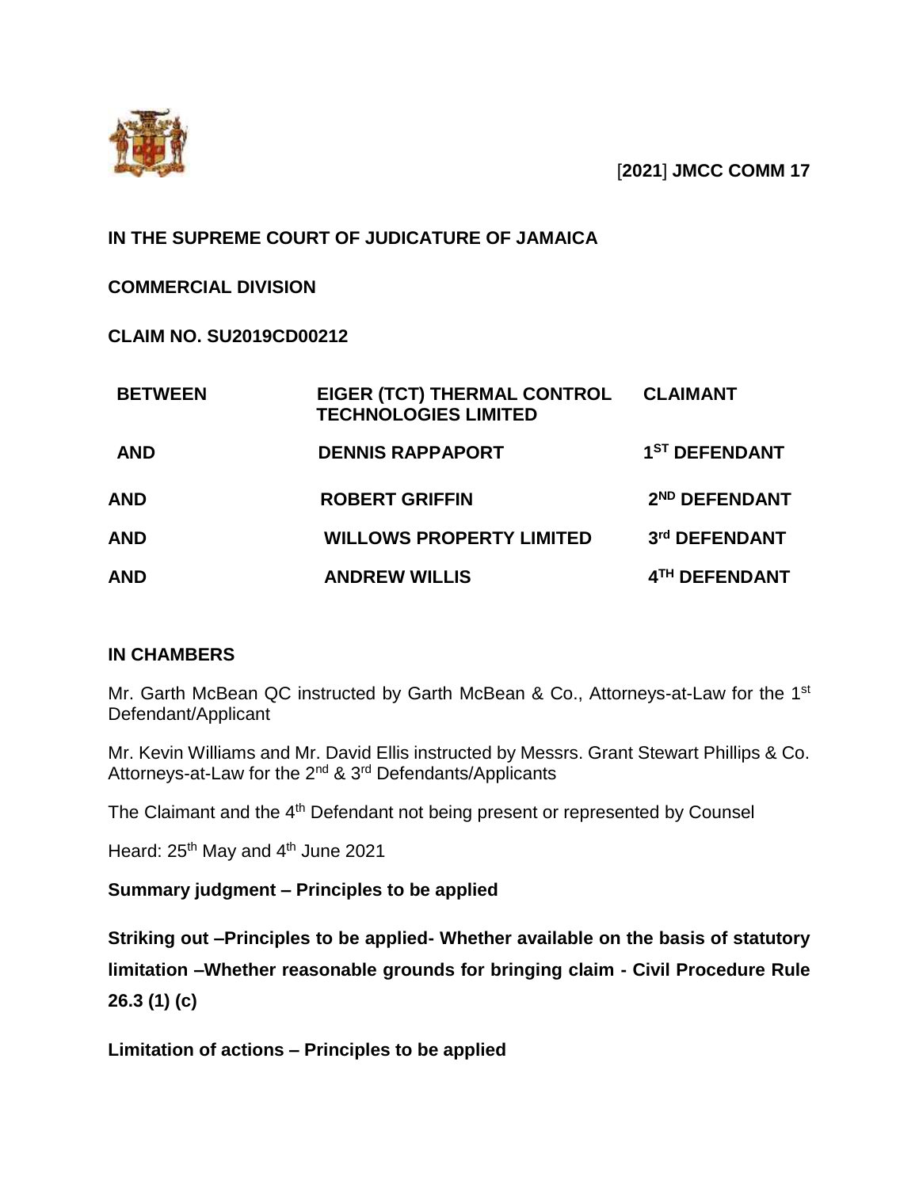[**2021**] **JMCC COMM 17**

**IN THE SUPREME COURT OF JUDICATURE OF JAMAICA**

**COMMERCIAL DIVISION**

**CLAIM NO. SU2019CD00212**

| | | |
|---|---|---|
| **BETWEEN** | **EIGER (TCT) THERMAL CONTROL TECHNOLOGIES LIMITED** | **CLAIMANT** |
| **AND** | **DENNIS RAPPAPORT** | **1ST DEFENDANT** |
| **AND** | **ROBERT GRIFFIN** | **2ND DEFENDANT** |
| **AND** | **WILLOWS PROPERTY LIMITED** | **3rd DEFENDANT** |
| **AND** | **ANDREW WILLIS** | **4TH DEFENDANT** |

**IN CHAMBERS**

Mr. Garth McBean QC instructed by Garth McBean & Co., Attorneys-at-Law for the 1st Defendant/Applicant

Mr. Kevin Williams and Mr. David Ellis instructed by Messrs. Grant Stewart Phillips & Co. Attorneys-at-Law for the 2nd & 3rd Defendants/Applicants

The Claimant and the 4th Defendant not being present or represented by Counsel

Heard: 25th May and 4th June 2021

**Summary judgment – Principles to be applied**

**Striking out –Principles to be applied- Whether available on the basis of statutory limitation –Whether reasonable grounds for bringing claim - Civil Procedure Rule 26.3 (1) (c)**

**Limitation of actions – Principles to be applied**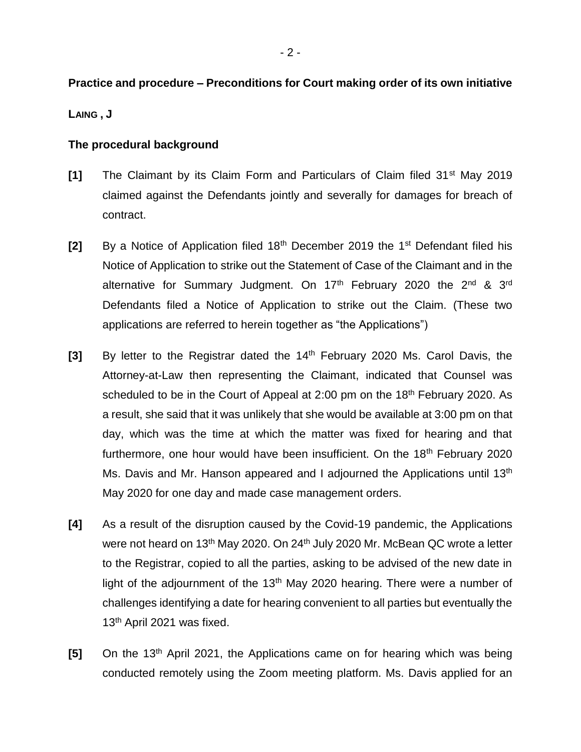**Practice and procedure – Preconditions for Court making order of its own initiative**

**LAING , J**

**The procedural background**

**[1]** The Claimant by its Claim Form and Particulars of Claim filed 31st May 2019 claimed against the Defendants jointly and severally for damages for breach of contract.

**[2]** By a Notice of Application filed 18th December 2019 the 1st Defendant filed his Notice of Application to strike out the Statement of Case of the Claimant and in the alternative for Summary Judgment. On 17th February 2020 the 2nd & 3rd Defendants filed a Notice of Application to strike out the Claim. (These two applications are referred to herein together as "the Applications")

**[3]** By letter to the Registrar dated the 14th February 2020 Ms. Carol Davis, the Attorney-at-Law then representing the Claimant, indicated that Counsel was scheduled to be in the Court of Appeal at 2:00 pm on the 18th February 2020. As a result, she said that it was unlikely that she would be available at 3:00 pm on that day, which was the time at which the matter was fixed for hearing and that furthermore, one hour would have been insufficient. On the 18th February 2020 Ms. Davis and Mr. Hanson appeared and I adjourned the Applications until 13th May 2020 for one day and made case management orders.

**[4]** As a result of the disruption caused by the Covid-19 pandemic, the Applications were not heard on 13th May 2020. On 24th July 2020 Mr. McBean QC wrote a letter to the Registrar, copied to all the parties, asking to be advised of the new date in light of the adjournment of the 13th May 2020 hearing. There were a number of challenges identifying a date for hearing convenient to all parties but eventually the 13th April 2021 was fixed.

**[5]** On the 13th April 2021, the Applications came on for hearing which was being conducted remotely using the Zoom meeting platform. Ms. Davis applied for an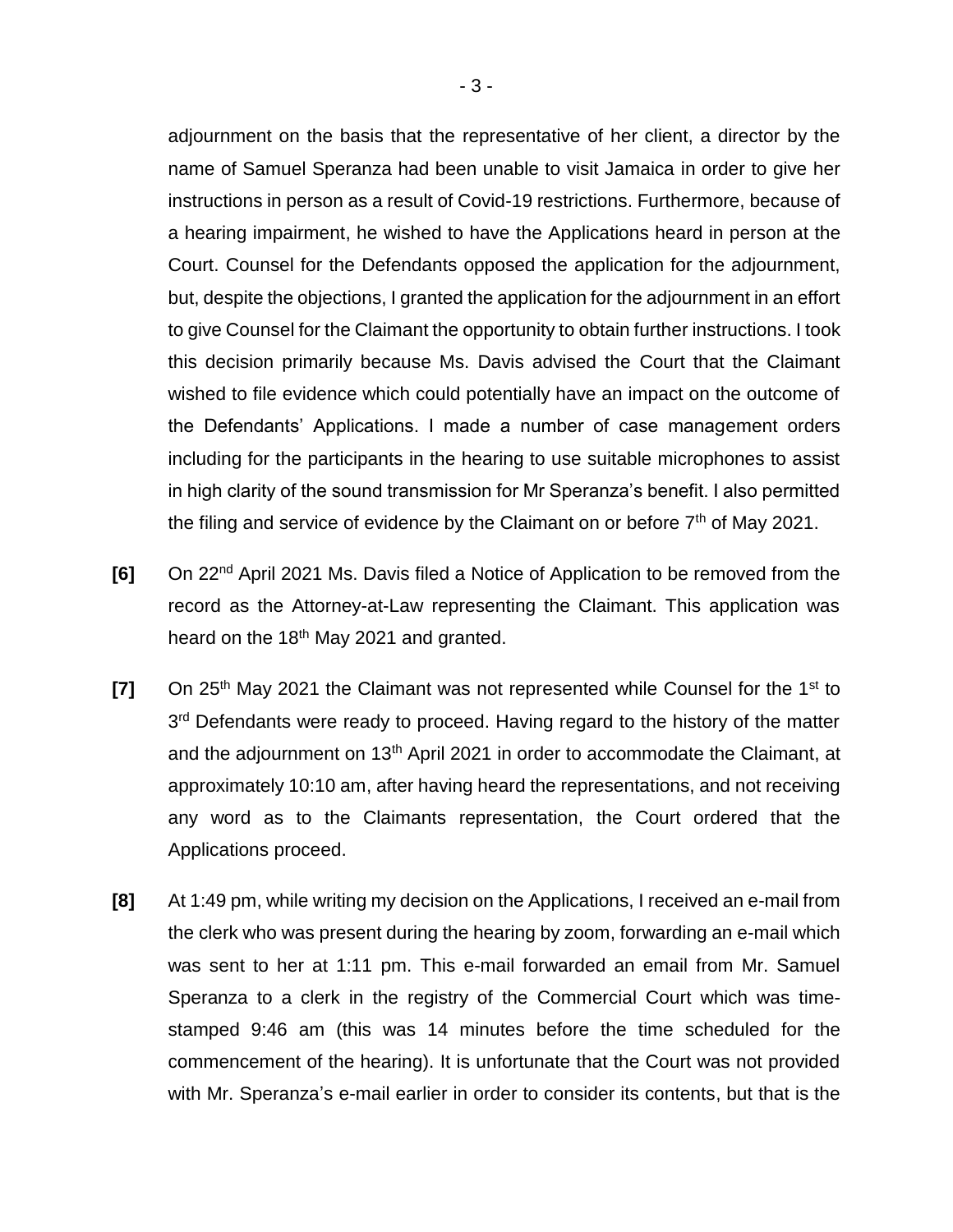adjournment on the basis that the representative of her client, a director by the name of Samuel Speranza had been unable to visit Jamaica in order to give her instructions in person as a result of Covid-19 restrictions. Furthermore, because of a hearing impairment, he wished to have the Applications heard in person at the Court. Counsel for the Defendants opposed the application for the adjournment, but, despite the objections, I granted the application for the adjournment in an effort to give Counsel for the Claimant the opportunity to obtain further instructions. I took this decision primarily because Ms. Davis advised the Court that the Claimant wished to file evidence which could potentially have an impact on the outcome of the Defendants' Applications. I made a number of case management orders including for the participants in the hearing to use suitable microphones to assist in high clarity of the sound transmission for Mr Speranza's benefit. I also permitted the filing and service of evidence by the Claimant on or before 7th of May 2021.

**[6]** On 22nd April 2021 Ms. Davis filed a Notice of Application to be removed from the record as the Attorney-at-Law representing the Claimant. This application was heard on the 18th May 2021 and granted.

**[7]** On 25th May 2021 the Claimant was not represented while Counsel for the 1st to 3rd Defendants were ready to proceed. Having regard to the history of the matter and the adjournment on 13th April 2021 in order to accommodate the Claimant, at approximately 10:10 am, after having heard the representations, and not receiving any word as to the Claimants representation, the Court ordered that the Applications proceed.

**[8]** At 1:49 pm, while writing my decision on the Applications, I received an e-mail from the clerk who was present during the hearing by zoom, forwarding an e-mail which was sent to her at 1:11 pm. This e-mail forwarded an email from Mr. Samuel Speranza to a clerk in the registry of the Commercial Court which was time-stamped 9:46 am (this was 14 minutes before the time scheduled for the commencement of the hearing). It is unfortunate that the Court was not provided with Mr. Speranza's e-mail earlier in order to consider its contents, but that is the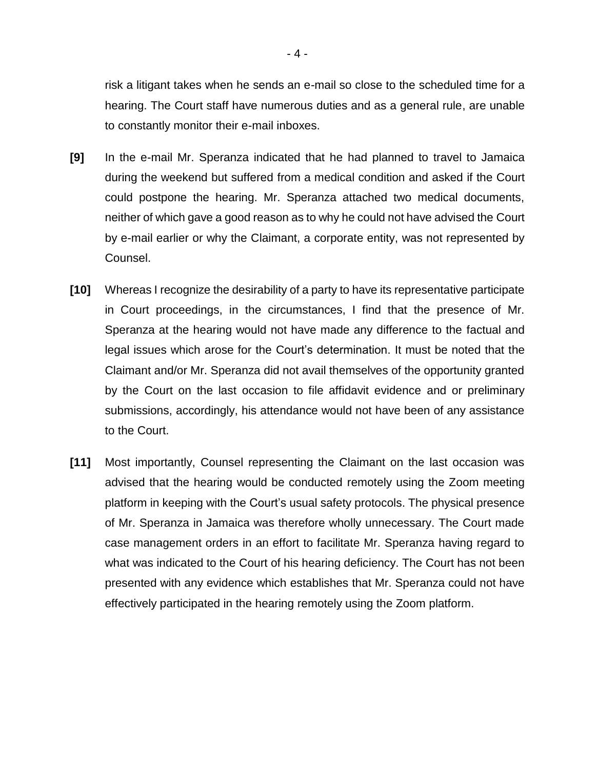risk a litigant takes when he sends an e-mail so close to the scheduled time for a hearing. The Court staff have numerous duties and as a general rule, are unable to constantly monitor their e-mail inboxes.

**[9]** In the e-mail Mr. Speranza indicated that he had planned to travel to Jamaica during the weekend but suffered from a medical condition and asked if the Court could postpone the hearing. Mr. Speranza attached two medical documents, neither of which gave a good reason as to why he could not have advised the Court by e-mail earlier or why the Claimant, a corporate entity, was not represented by Counsel.

**[10]** Whereas I recognize the desirability of a party to have its representative participate in Court proceedings, in the circumstances, I find that the presence of Mr. Speranza at the hearing would not have made any difference to the factual and legal issues which arose for the Court's determination. It must be noted that the Claimant and/or Mr. Speranza did not avail themselves of the opportunity granted by the Court on the last occasion to file affidavit evidence and or preliminary submissions, accordingly, his attendance would not have been of any assistance to the Court.

**[11]** Most importantly, Counsel representing the Claimant on the last occasion was advised that the hearing would be conducted remotely using the Zoom meeting platform in keeping with the Court's usual safety protocols. The physical presence of Mr. Speranza in Jamaica was therefore wholly unnecessary. The Court made case management orders in an effort to facilitate Mr. Speranza having regard to what was indicated to the Court of his hearing deficiency. The Court has not been presented with any evidence which establishes that Mr. Speranza could not have effectively participated in the hearing remotely using the Zoom platform.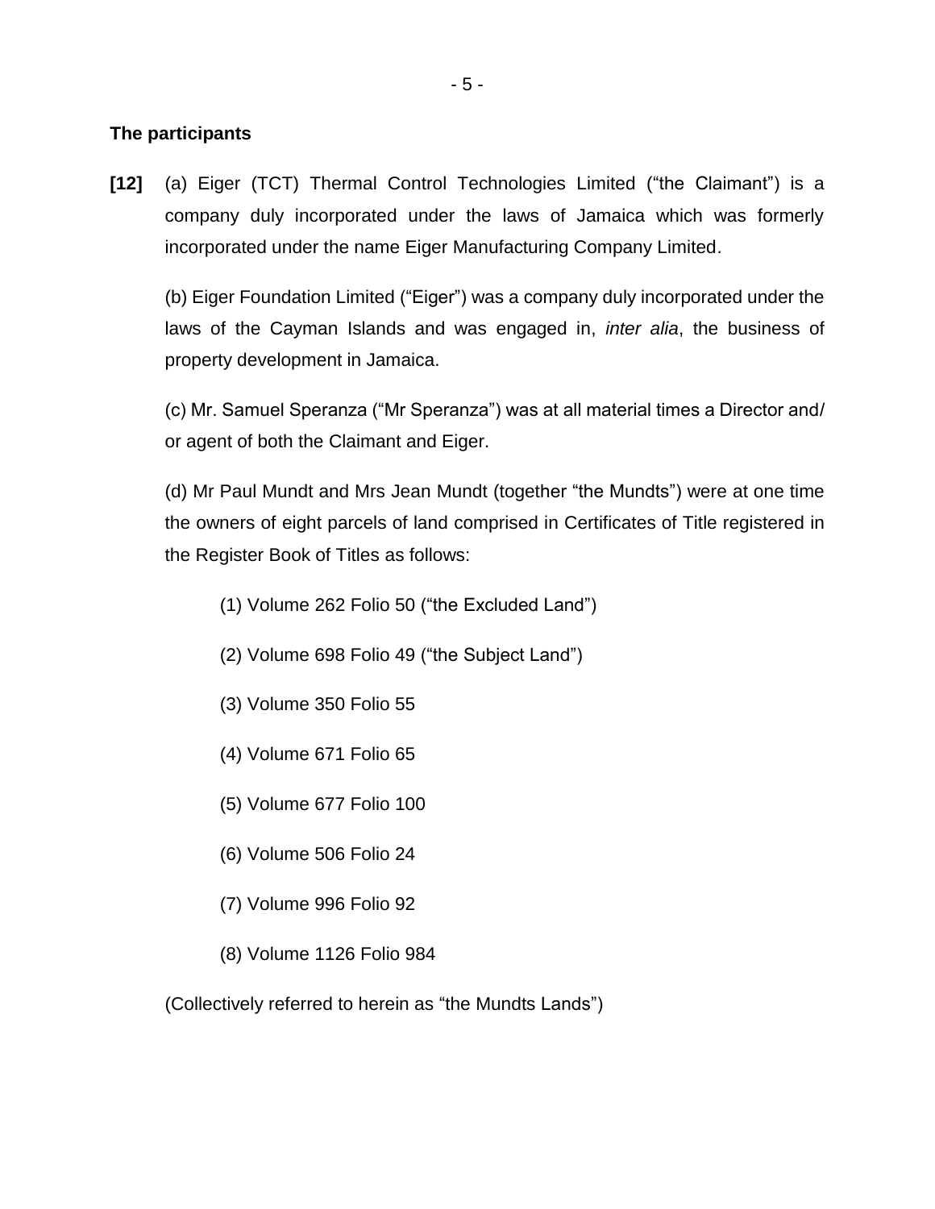**The participants**

**[12]** (a) Eiger (TCT) Thermal Control Technologies Limited ("the Claimant") is a company duly incorporated under the laws of Jamaica which was formerly incorporated under the name Eiger Manufacturing Company Limited.

(b) Eiger Foundation Limited ("Eiger") was a company duly incorporated under the laws of the Cayman Islands and was engaged in, *inter alia*, the business of property development in Jamaica.

(c) Mr. Samuel Speranza ("Mr Speranza") was at all material times a Director and/ or agent of both the Claimant and Eiger.

(d) Mr Paul Mundt and Mrs Jean Mundt (together "the Mundts") were at one time the owners of eight parcels of land comprised in Certificates of Title registered in the Register Book of Titles as follows:

(1) Volume 262 Folio 50 ("the Excluded Land")

(2) Volume 698 Folio 49 ("the Subject Land")

(3) Volume 350 Folio 55

(4) Volume 671 Folio 65

(5) Volume 677 Folio 100

(6) Volume 506 Folio 24

(7) Volume 996 Folio 92

(8) Volume 1126 Folio 984

(Collectively referred to herein as "the Mundts Lands")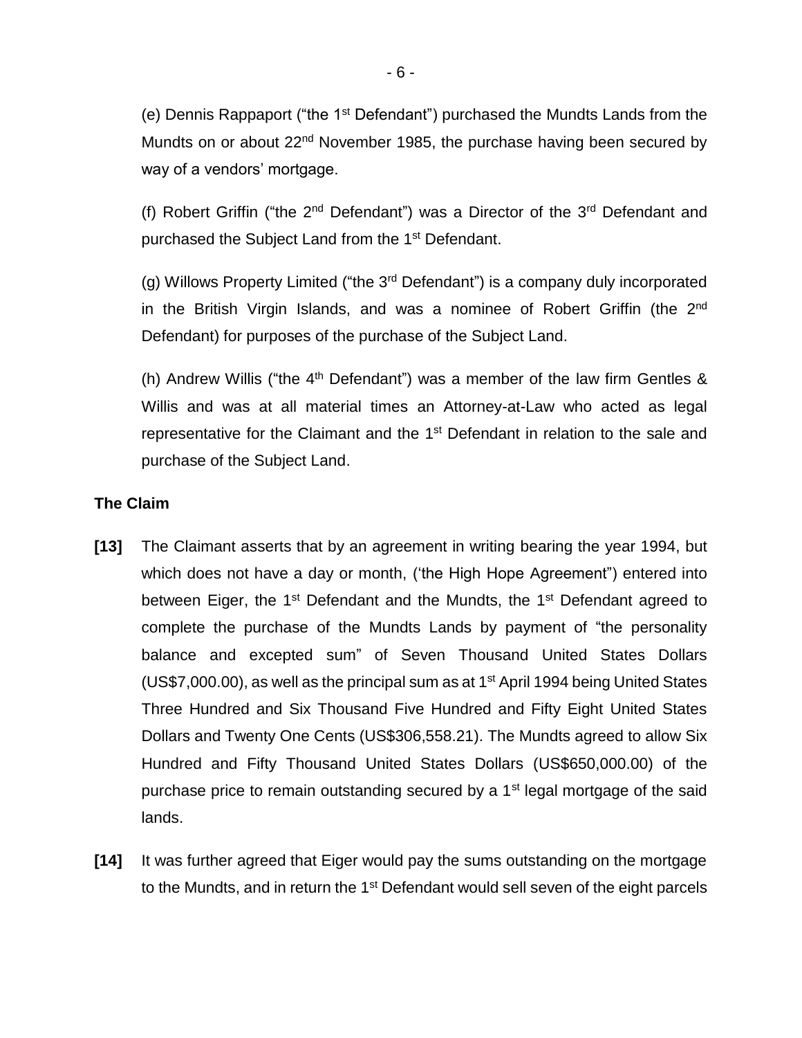(e) Dennis Rappaport ("the 1st Defendant") purchased the Mundts Lands from the Mundts on or about 22nd November 1985, the purchase having been secured by way of a vendors' mortgage.

(f) Robert Griffin ("the 2nd Defendant") was a Director of the 3rd Defendant and purchased the Subject Land from the 1st Defendant.

(g) Willows Property Limited ("the 3rd Defendant") is a company duly incorporated in the British Virgin Islands, and was a nominee of Robert Griffin (the 2nd Defendant) for purposes of the purchase of the Subject Land.

(h) Andrew Willis ("the 4th Defendant") was a member of the law firm Gentles & Willis and was at all material times an Attorney-at-Law who acted as legal representative for the Claimant and the 1st Defendant in relation to the sale and purchase of the Subject Land.

**The Claim**

**[13]** The Claimant asserts that by an agreement in writing bearing the year 1994, but which does not have a day or month, ('the High Hope Agreement") entered into between Eiger, the 1st Defendant and the Mundts, the 1st Defendant agreed to complete the purchase of the Mundts Lands by payment of "the personality balance and excepted sum" of Seven Thousand United States Dollars (US$7,000.00), as well as the principal sum as at 1st April 1994 being United States Three Hundred and Six Thousand Five Hundred and Fifty Eight United States Dollars and Twenty One Cents (US$306,558.21). The Mundts agreed to allow Six Hundred and Fifty Thousand United States Dollars (US$650,000.00) of the purchase price to remain outstanding secured by a 1st legal mortgage of the said lands.

**[14]** It was further agreed that Eiger would pay the sums outstanding on the mortgage to the Mundts, and in return the 1st Defendant would sell seven of the eight parcels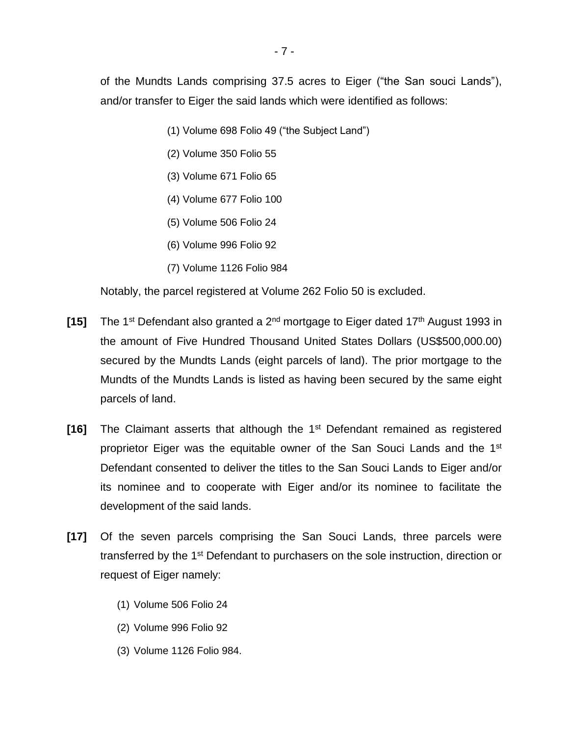of the Mundts Lands comprising 37.5 acres to Eiger ("the San souci Lands"), and/or transfer to Eiger the said lands which were identified as follows:

(1) Volume 698 Folio 49 ("the Subject Land")

(2) Volume 350 Folio 55

(3) Volume 671 Folio 65

(4) Volume 677 Folio 100

(5) Volume 506 Folio 24

(6) Volume 996 Folio 92

(7) Volume 1126 Folio 984

Notably, the parcel registered at Volume 262 Folio 50 is excluded.

**[15]** The 1st Defendant also granted a 2nd mortgage to Eiger dated 17th August 1993 in the amount of Five Hundred Thousand United States Dollars (US$500,000.00) secured by the Mundts Lands (eight parcels of land). The prior mortgage to the Mundts of the Mundts Lands is listed as having been secured by the same eight parcels of land.

**[16]** The Claimant asserts that although the 1st Defendant remained as registered proprietor Eiger was the equitable owner of the San Souci Lands and the 1st Defendant consented to deliver the titles to the San Souci Lands to Eiger and/or its nominee and to cooperate with Eiger and/or its nominee to facilitate the development of the said lands.

**[17]** Of the seven parcels comprising the San Souci Lands, three parcels were transferred by the 1st Defendant to purchasers on the sole instruction, direction or request of Eiger namely:

(1) Volume 506 Folio 24

(2) Volume 996 Folio 92

(3) Volume 1126 Folio 984.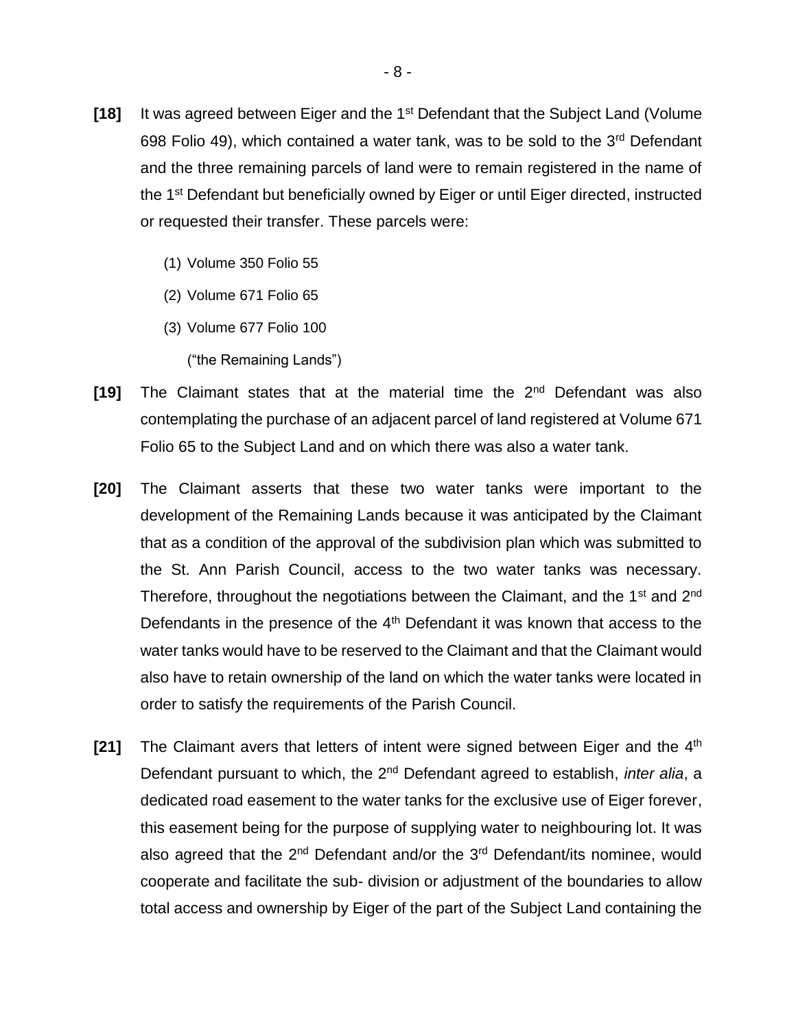**[18]** It was agreed between Eiger and the 1st Defendant that the Subject Land (Volume 698 Folio 49), which contained a water tank, was to be sold to the 3rd Defendant and the three remaining parcels of land were to remain registered in the name of the 1st Defendant but beneficially owned by Eiger or until Eiger directed, instructed or requested their transfer. These parcels were:

(1) Volume 350 Folio 55

(2) Volume 671 Folio 65

(3) Volume 677 Folio 100

("the Remaining Lands")

**[19]** The Claimant states that at the material time the 2nd Defendant was also contemplating the purchase of an adjacent parcel of land registered at Volume 671 Folio 65 to the Subject Land and on which there was also a water tank.

**[20]** The Claimant asserts that these two water tanks were important to the development of the Remaining Lands because it was anticipated by the Claimant that as a condition of the approval of the subdivision plan which was submitted to the St. Ann Parish Council, access to the two water tanks was necessary. Therefore, throughout the negotiations between the Claimant, and the 1st and 2nd Defendants in the presence of the 4th Defendant it was known that access to the water tanks would have to be reserved to the Claimant and that the Claimant would also have to retain ownership of the land on which the water tanks were located in order to satisfy the requirements of the Parish Council.

**[21]** The Claimant avers that letters of intent were signed between Eiger and the 4th Defendant pursuant to which, the 2nd Defendant agreed to establish, *inter alia*, a dedicated road easement to the water tanks for the exclusive use of Eiger forever, this easement being for the purpose of supplying water to neighbouring lot. It was also agreed that the 2nd Defendant and/or the 3rd Defendant/its nominee, would cooperate and facilitate the sub- division or adjustment of the boundaries to allow total access and ownership by Eiger of the part of the Subject Land containing the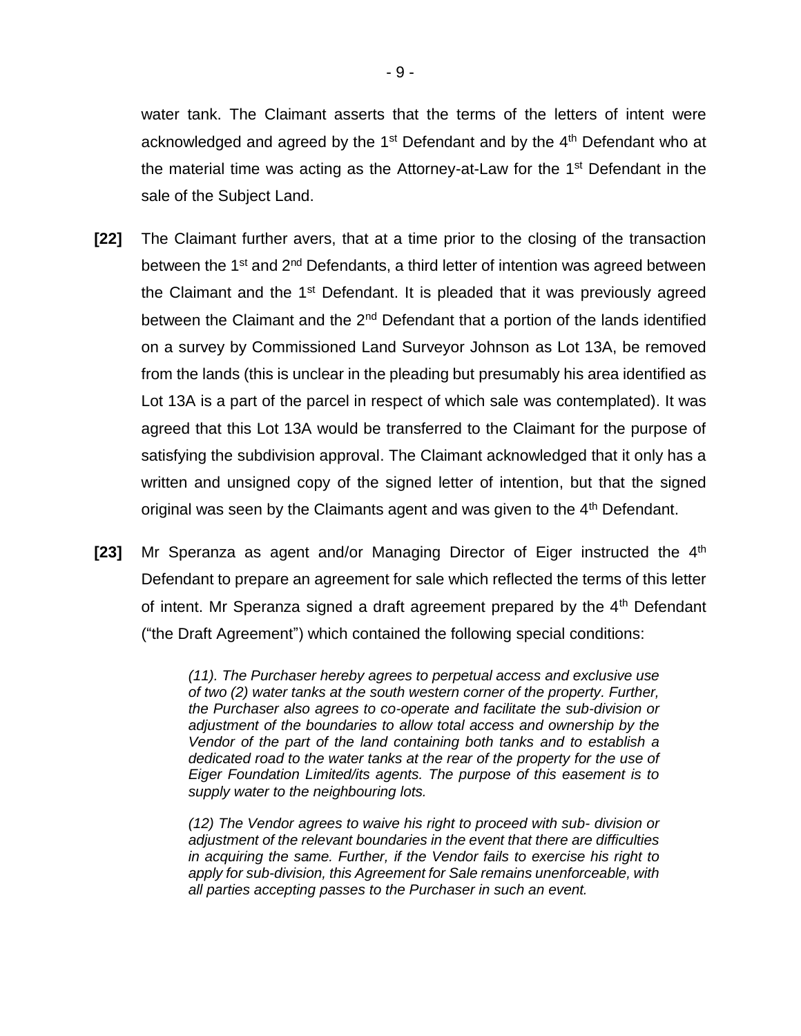water tank. The Claimant asserts that the terms of the letters of intent were acknowledged and agreed by the 1st Defendant and by the 4th Defendant who at the material time was acting as the Attorney-at-Law for the 1st Defendant in the sale of the Subject Land.

**[22]** The Claimant further avers, that at a time prior to the closing of the transaction between the 1st and 2nd Defendants, a third letter of intention was agreed between the Claimant and the 1st Defendant. It is pleaded that it was previously agreed between the Claimant and the 2nd Defendant that a portion of the lands identified on a survey by Commissioned Land Surveyor Johnson as Lot 13A, be removed from the lands (this is unclear in the pleading but presumably his area identified as Lot 13A is a part of the parcel in respect of which sale was contemplated). It was agreed that this Lot 13A would be transferred to the Claimant for the purpose of satisfying the subdivision approval. The Claimant acknowledged that it only has a written and unsigned copy of the signed letter of intention, but that the signed original was seen by the Claimants agent and was given to the 4th Defendant.

**[23]** Mr Speranza as agent and/or Managing Director of Eiger instructed the 4th Defendant to prepare an agreement for sale which reflected the terms of this letter of intent. Mr Speranza signed a draft agreement prepared by the 4th Defendant ("the Draft Agreement") which contained the following special conditions:

> *(11). The Purchaser hereby agrees to perpetual access and exclusive use of two (2) water tanks at the south western corner of the property. Further, the Purchaser also agrees to co-operate and facilitate the sub-division or adjustment of the boundaries to allow total access and ownership by the Vendor of the part of the land containing both tanks and to establish a dedicated road to the water tanks at the rear of the property for the use of Eiger Foundation Limited/its agents. The purpose of this easement is to supply water to the neighbouring lots.*
>
> *(12) The Vendor agrees to waive his right to proceed with sub- division or adjustment of the relevant boundaries in the event that there are difficulties in acquiring the same. Further, if the Vendor fails to exercise his right to apply for sub-division, this Agreement for Sale remains unenforceable, with all parties accepting passes to the Purchaser in such an event.*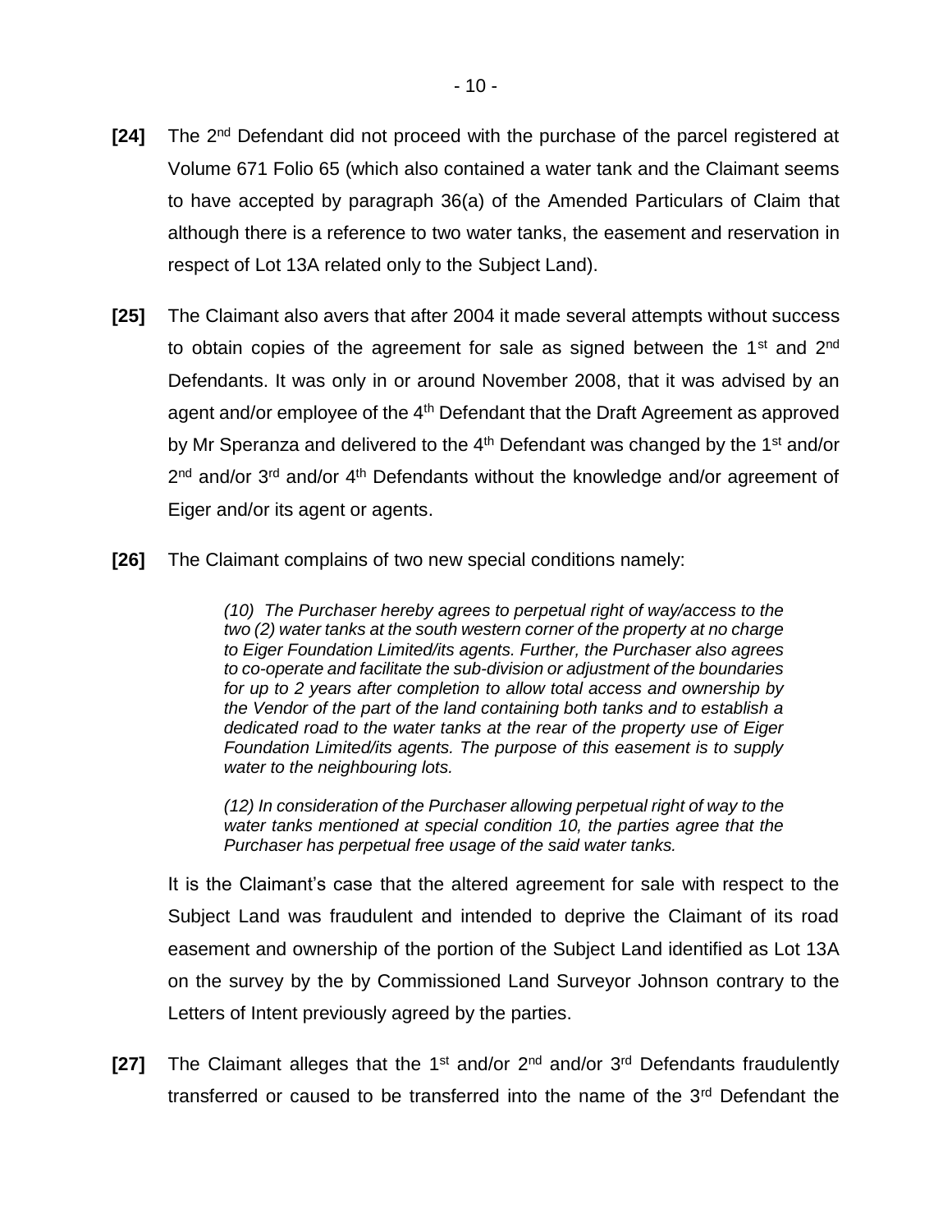**[24]** The 2nd Defendant did not proceed with the purchase of the parcel registered at Volume 671 Folio 65 (which also contained a water tank and the Claimant seems to have accepted by paragraph 36(a) of the Amended Particulars of Claim that although there is a reference to two water tanks, the easement and reservation in respect of Lot 13A related only to the Subject Land).

**[25]** The Claimant also avers that after 2004 it made several attempts without success to obtain copies of the agreement for sale as signed between the 1st and 2nd Defendants. It was only in or around November 2008, that it was advised by an agent and/or employee of the 4th Defendant that the Draft Agreement as approved by Mr Speranza and delivered to the 4th Defendant was changed by the 1st and/or 2nd and/or 3rd and/or 4th Defendants without the knowledge and/or agreement of Eiger and/or its agent or agents.

**[26]** The Claimant complains of two new special conditions namely:

> *(10) The Purchaser hereby agrees to perpetual right of way/access to the two (2) water tanks at the south western corner of the property at no charge to Eiger Foundation Limited/its agents. Further, the Purchaser also agrees to co-operate and facilitate the sub-division or adjustment of the boundaries for up to 2 years after completion to allow total access and ownership by the Vendor of the part of the land containing both tanks and to establish a dedicated road to the water tanks at the rear of the property use of Eiger Foundation Limited/its agents. The purpose of this easement is to supply water to the neighbouring lots.*
>
> *(12) In consideration of the Purchaser allowing perpetual right of way to the water tanks mentioned at special condition 10, the parties agree that the Purchaser has perpetual free usage of the said water tanks.*

It is the Claimant's case that the altered agreement for sale with respect to the Subject Land was fraudulent and intended to deprive the Claimant of its road easement and ownership of the portion of the Subject Land identified as Lot 13A on the survey by the by Commissioned Land Surveyor Johnson contrary to the Letters of Intent previously agreed by the parties.

**[27]** The Claimant alleges that the 1st and/or 2nd and/or 3rd Defendants fraudulently transferred or caused to be transferred into the name of the 3rd Defendant the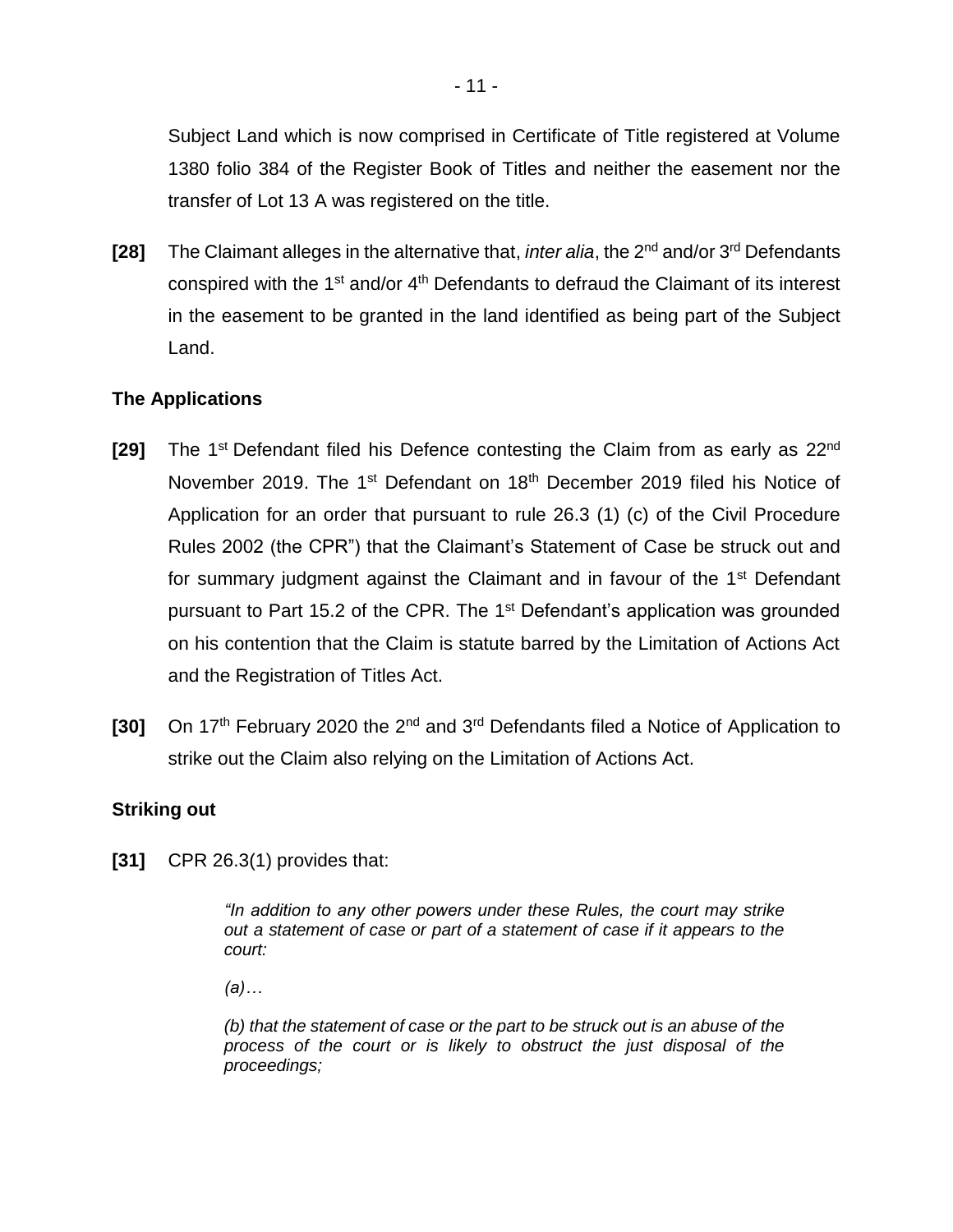Subject Land which is now comprised in Certificate of Title registered at Volume 1380 folio 384 of the Register Book of Titles and neither the easement nor the transfer of Lot 13 A was registered on the title.

**[28]** The Claimant alleges in the alternative that, *inter alia*, the 2nd and/or 3rd Defendants conspired with the 1st and/or 4th Defendants to defraud the Claimant of its interest in the easement to be granted in the land identified as being part of the Subject Land.

### The Applications

**[29]** The 1st Defendant filed his Defence contesting the Claim from as early as 22nd November 2019. The 1st Defendant on 18th December 2019 filed his Notice of Application for an order that pursuant to rule 26.3 (1) (c) of the Civil Procedure Rules 2002 (the CPR") that the Claimant's Statement of Case be struck out and for summary judgment against the Claimant and in favour of the 1st Defendant pursuant to Part 15.2 of the CPR. The 1st Defendant's application was grounded on his contention that the Claim is statute barred by the Limitation of Actions Act and the Registration of Titles Act.

**[30]** On 17th February 2020 the 2nd and 3rd Defendants filed a Notice of Application to strike out the Claim also relying on the Limitation of Actions Act.

### Striking out

**[31]** CPR 26.3(1) provides that:

> *"In addition to any other powers under these Rules, the court may strike out a statement of case or part of a statement of case if it appears to the court:*
>
> *(a)…*
>
> *(b) that the statement of case or the part to be struck out is an abuse of the process of the court or is likely to obstruct the just disposal of the proceedings;*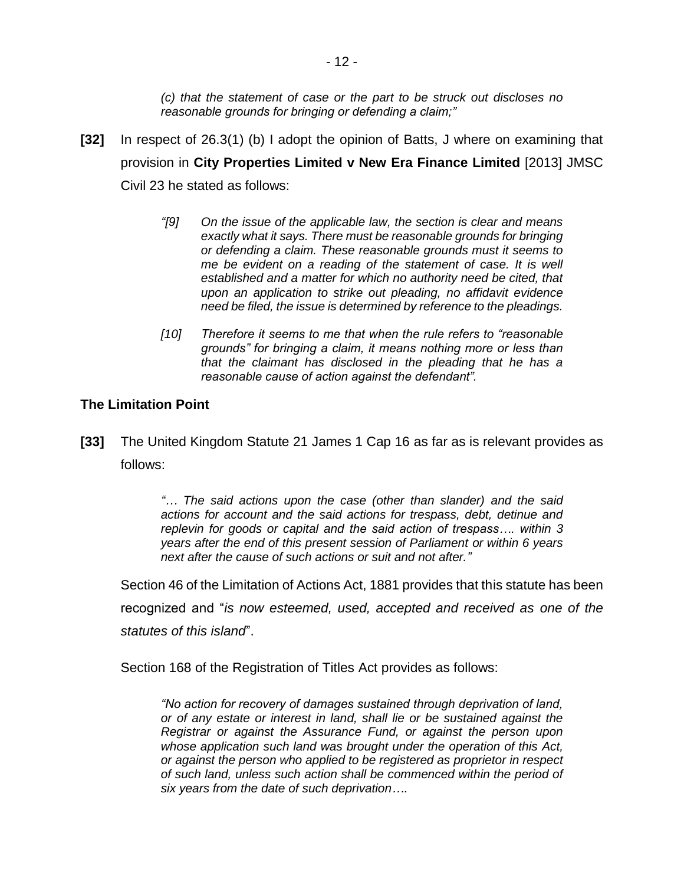> *(c) that the statement of case or the part to be struck out discloses no reasonable grounds for bringing or defending a claim;"*

**[32]** In respect of 26.3(1) (b) I adopt the opinion of Batts, J where on examining that provision in **City Properties Limited v New Era Finance Limited** [2013] JMSC Civil 23 he stated as follows:

> *"[9] On the issue of the applicable law, the section is clear and means exactly what it says. There must be reasonable grounds for bringing or defending a claim. These reasonable grounds must it seems to me be evident on a reading of the statement of case. It is well established and a matter for which no authority need be cited, that upon an application to strike out pleading, no affidavit evidence need be filed, the issue is determined by reference to the pleadings.*
>
> *[10] Therefore it seems to me that when the rule refers to "reasonable grounds" for bringing a claim, it means nothing more or less than that the claimant has disclosed in the pleading that he has a reasonable cause of action against the defendant".*

### The Limitation Point

**[33]** The United Kingdom Statute 21 James 1 Cap 16 as far as is relevant provides as follows:

> *"… The said actions upon the case (other than slander) and the said actions for account and the said actions for trespass, debt, detinue and replevin for goods or capital and the said action of trespass…. within 3 years after the end of this present session of Parliament or within 6 years next after the cause of such actions or suit and not after."*

Section 46 of the Limitation of Actions Act, 1881 provides that this statute has been recognized and "*is now esteemed, used, accepted and received as one of the statutes of this island*".

Section 168 of the Registration of Titles Act provides as follows:

> *"No action for recovery of damages sustained through deprivation of land, or of any estate or interest in land, shall lie or be sustained against the Registrar or against the Assurance Fund, or against the person upon whose application such land was brought under the operation of this Act, or against the person who applied to be registered as proprietor in respect of such land, unless such action shall be commenced within the period of six years from the date of such deprivation….*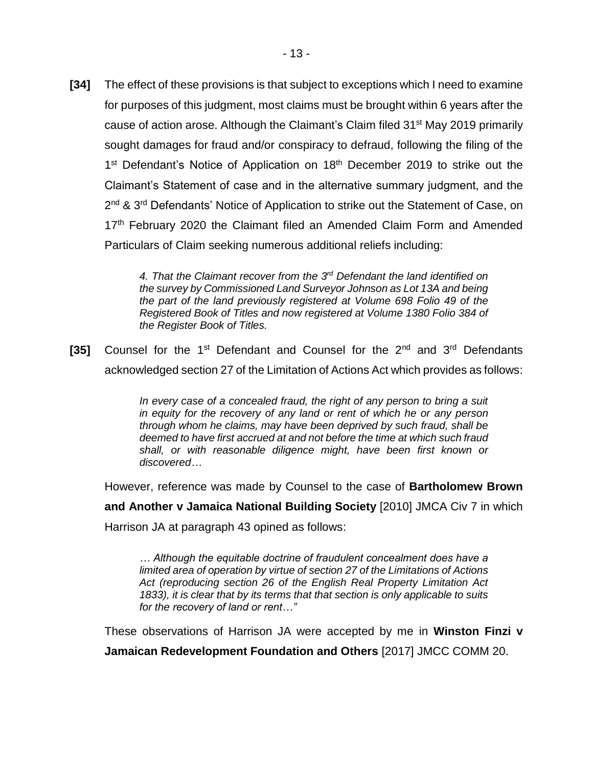**[34]** The effect of these provisions is that subject to exceptions which I need to examine for purposes of this judgment, most claims must be brought within 6 years after the cause of action arose. Although the Claimant's Claim filed 31st May 2019 primarily sought damages for fraud and/or conspiracy to defraud, following the filing of the 1st Defendant's Notice of Application on 18th December 2019 to strike out the Claimant's Statement of case and in the alternative summary judgment, and the 2nd & 3rd Defendants' Notice of Application to strike out the Statement of Case, on 17th February 2020 the Claimant filed an Amended Claim Form and Amended Particulars of Claim seeking numerous additional reliefs including:

> *4. That the Claimant recover from the 3rd Defendant the land identified on the survey by Commissioned Land Surveyor Johnson as Lot 13A and being the part of the land previously registered at Volume 698 Folio 49 of the Registered Book of Titles and now registered at Volume 1380 Folio 384 of the Register Book of Titles.*

**[35]** Counsel for the 1st Defendant and Counsel for the 2nd and 3rd Defendants acknowledged section 27 of the Limitation of Actions Act which provides as follows:

> *In every case of a concealed fraud, the right of any person to bring a suit in equity for the recovery of any land or rent of which he or any person through whom he claims, may have been deprived by such fraud, shall be deemed to have first accrued at and not before the time at which such fraud shall, or with reasonable diligence might, have been first known or discovered…*

However, reference was made by Counsel to the case of **Bartholomew Brown and Another v Jamaica National Building Society** [2010] JMCA Civ 7 in which Harrison JA at paragraph 43 opined as follows:

> *… Although the equitable doctrine of fraudulent concealment does have a limited area of operation by virtue of section 27 of the Limitations of Actions Act (reproducing section 26 of the English Real Property Limitation Act 1833), it is clear that by its terms that that section is only applicable to suits for the recovery of land or rent…"*

These observations of Harrison JA were accepted by me in **Winston Finzi v Jamaican Redevelopment Foundation and Others** [2017] JMCC COMM 20.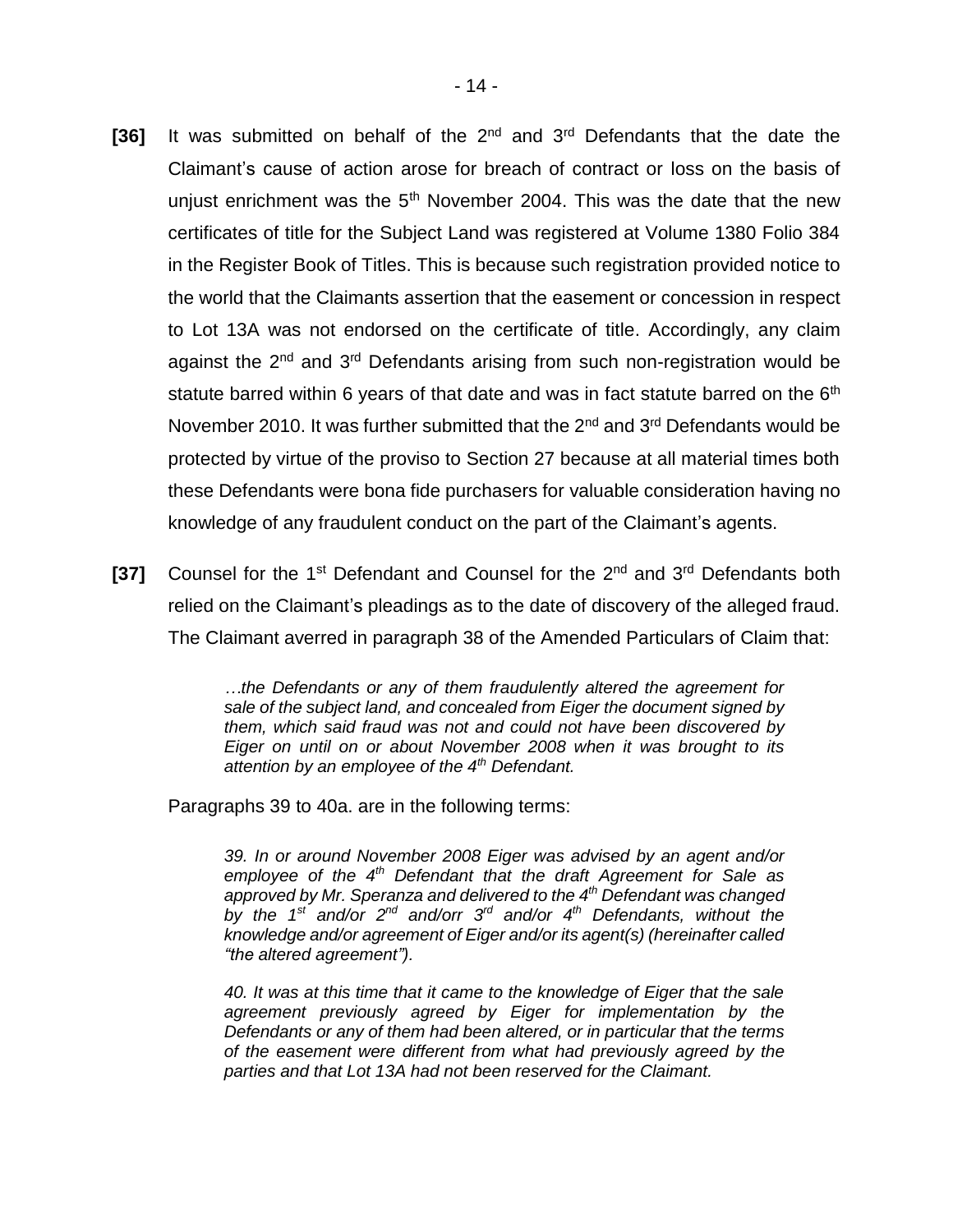**[36]** It was submitted on behalf of the 2nd and 3rd Defendants that the date the Claimant's cause of action arose for breach of contract or loss on the basis of unjust enrichment was the 5th November 2004. This was the date that the new certificates of title for the Subject Land was registered at Volume 1380 Folio 384 in the Register Book of Titles. This is because such registration provided notice to the world that the Claimants assertion that the easement or concession in respect to Lot 13A was not endorsed on the certificate of title. Accordingly, any claim against the 2nd and 3rd Defendants arising from such non-registration would be statute barred within 6 years of that date and was in fact statute barred on the 6th November 2010. It was further submitted that the 2nd and 3rd Defendants would be protected by virtue of the proviso to Section 27 because at all material times both these Defendants were bona fide purchasers for valuable consideration having no knowledge of any fraudulent conduct on the part of the Claimant's agents.

**[37]** Counsel for the 1st Defendant and Counsel for the 2nd and 3rd Defendants both relied on the Claimant's pleadings as to the date of discovery of the alleged fraud. The Claimant averred in paragraph 38 of the Amended Particulars of Claim that:

> *…the Defendants or any of them fraudulently altered the agreement for sale of the subject land, and concealed from Eiger the document signed by them, which said fraud was not and could not have been discovered by Eiger on until on or about November 2008 when it was brought to its attention by an employee of the 4th Defendant.*

Paragraphs 39 to 40a. are in the following terms:

> *39. In or around November 2008 Eiger was advised by an agent and/or employee of the 4th Defendant that the draft Agreement for Sale as approved by Mr. Speranza and delivered to the 4th Defendant was changed by the 1st and/or 2nd and/orr 3rd and/or 4th Defendants, without the knowledge and/or agreement of Eiger and/or its agent(s) (hereinafter called "the altered agreement").*
>
> *40. It was at this time that it came to the knowledge of Eiger that the sale agreement previously agreed by Eiger for implementation by the Defendants or any of them had been altered, or in particular that the terms of the easement were different from what had previously agreed by the parties and that Lot 13A had not been reserved for the Claimant.*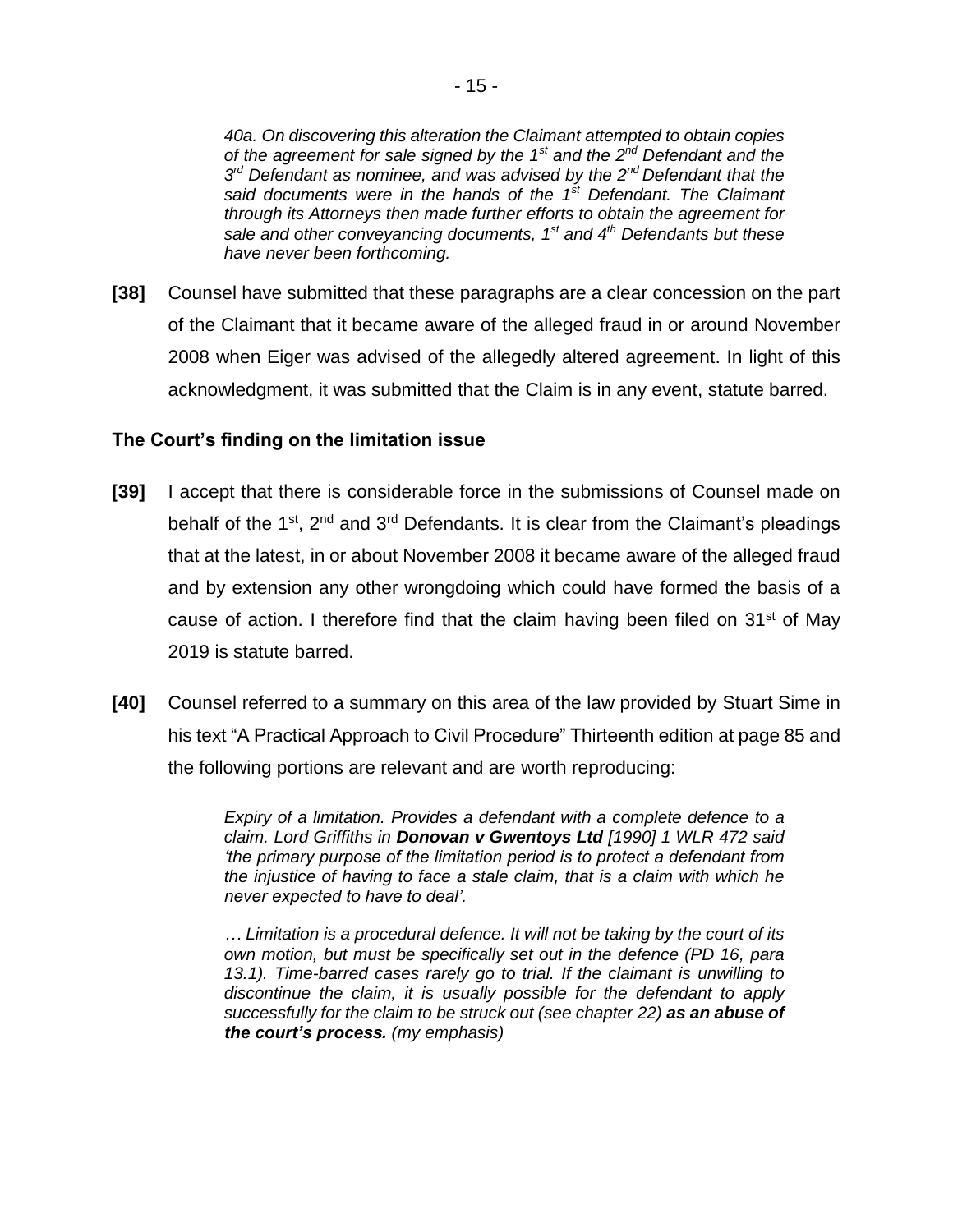> *40a. On discovering this alteration the Claimant attempted to obtain copies of the agreement for sale signed by the 1st and the 2nd Defendant and the 3rd Defendant as nominee, and was advised by the 2nd Defendant that the said documents were in the hands of the 1st Defendant. The Claimant through its Attorneys then made further efforts to obtain the agreement for sale and other conveyancing documents, 1st and 4th Defendants but these have never been forthcoming.*

**[38]** Counsel have submitted that these paragraphs are a clear concession on the part of the Claimant that it became aware of the alleged fraud in or around November 2008 when Eiger was advised of the allegedly altered agreement. In light of this acknowledgment, it was submitted that the Claim is in any event, statute barred.

### The Court's finding on the limitation issue

**[39]** I accept that there is considerable force in the submissions of Counsel made on behalf of the 1st, 2nd and 3rd Defendants. It is clear from the Claimant's pleadings that at the latest, in or about November 2008 it became aware of the alleged fraud and by extension any other wrongdoing which could have formed the basis of a cause of action. I therefore find that the claim having been filed on 31st of May 2019 is statute barred.

**[40]** Counsel referred to a summary on this area of the law provided by Stuart Sime in his text "A Practical Approach to Civil Procedure" Thirteenth edition at page 85 and the following portions are relevant and are worth reproducing:

> *Expiry of a limitation. Provides a defendant with a complete defence to a claim. Lord Griffiths in **Donovan v Gwentoys Ltd** [1990] 1 WLR 472 said 'the primary purpose of the limitation period is to protect a defendant from the injustice of having to face a stale claim, that is a claim with which he never expected to have to deal'.*
>
> *… Limitation is a procedural defence. It will not be taking by the court of its own motion, but must be specifically set out in the defence (PD 16, para 13.1). Time-barred cases rarely go to trial. If the claimant is unwilling to discontinue the claim, it is usually possible for the defendant to apply successfully for the claim to be struck out (see chapter 22) **as an abuse of the court's process.** (my emphasis)*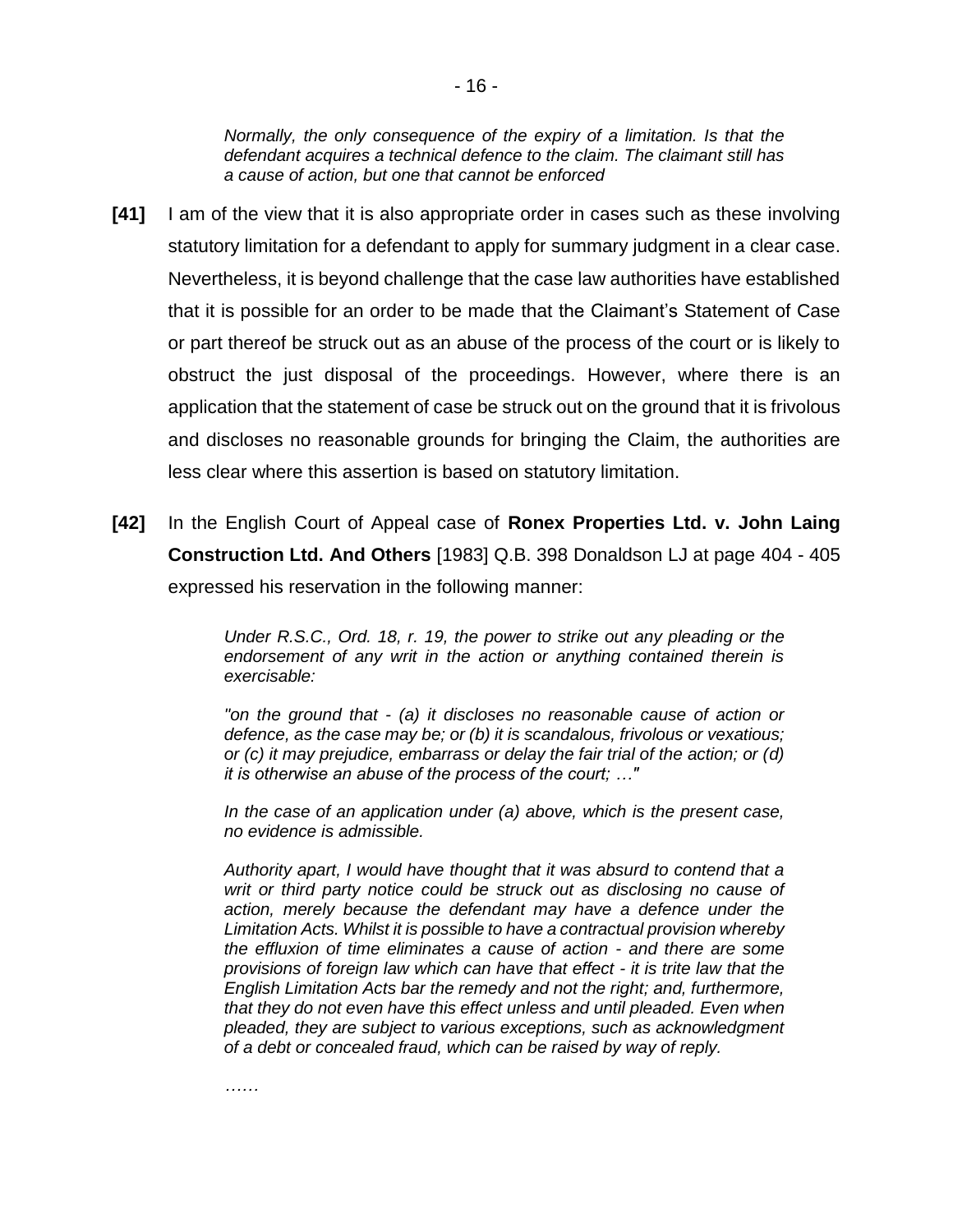> *Normally, the only consequence of the expiry of a limitation. Is that the defendant acquires a technical defence to the claim. The claimant still has a cause of action, but one that cannot be enforced*

**[41]** I am of the view that it is also appropriate order in cases such as these involving statutory limitation for a defendant to apply for summary judgment in a clear case. Nevertheless, it is beyond challenge that the case law authorities have established that it is possible for an order to be made that the Claimant's Statement of Case or part thereof be struck out as an abuse of the process of the court or is likely to obstruct the just disposal of the proceedings. However, where there is an application that the statement of case be struck out on the ground that it is frivolous and discloses no reasonable grounds for bringing the Claim, the authorities are less clear where this assertion is based on statutory limitation.

**[42]** In the English Court of Appeal case of **Ronex Properties Ltd. v. John Laing Construction Ltd. And Others** [1983] Q.B. 398 Donaldson LJ at page 404 - 405 expressed his reservation in the following manner:

> *Under R.S.C., Ord. 18, r. 19, the power to strike out any pleading or the endorsement of any writ in the action or anything contained therein is exercisable:*
>
> *"on the ground that - (a) it discloses no reasonable cause of action or defence, as the case may be; or (b) it is scandalous, frivolous or vexatious; or (c) it may prejudice, embarrass or delay the fair trial of the action; or (d) it is otherwise an abuse of the process of the court; …"*
>
> *In the case of an application under (a) above, which is the present case, no evidence is admissible.*
>
> *Authority apart, I would have thought that it was absurd to contend that a writ or third party notice could be struck out as disclosing no cause of action, merely because the defendant may have a defence under the Limitation Acts. Whilst it is possible to have a contractual provision whereby the effluxion of time eliminates a cause of action - and there are some provisions of foreign law which can have that effect - it is trite law that the English Limitation Acts bar the remedy and not the right; and, furthermore, that they do not even have this effect unless and until pleaded. Even when pleaded, they are subject to various exceptions, such as acknowledgment of a debt or concealed fraud, which can be raised by way of reply.*
>
> ……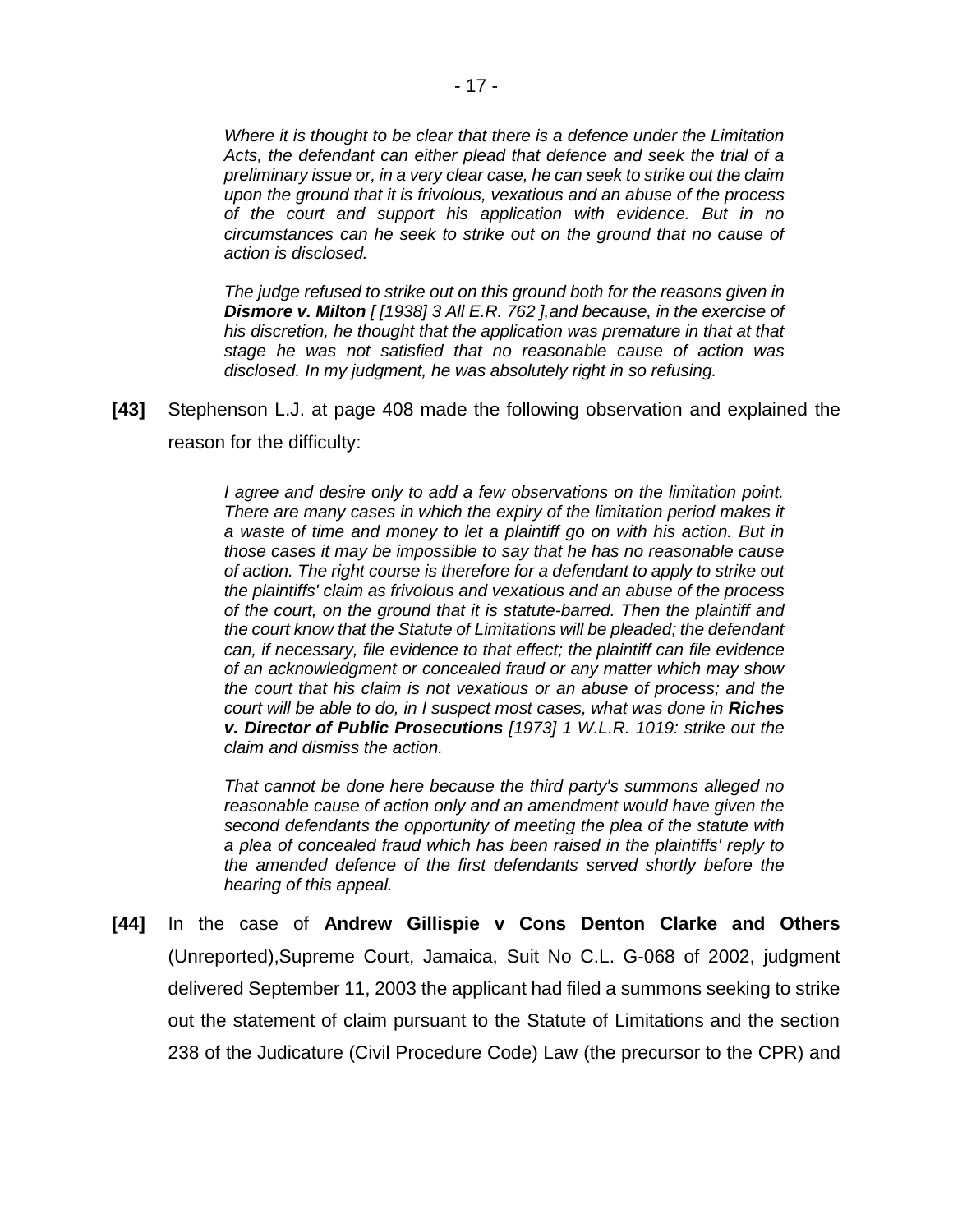*Where it is thought to be clear that there is a defence under the Limitation Acts, the defendant can either plead that defence and seek the trial of a preliminary issue or, in a very clear case, he can seek to strike out the claim upon the ground that it is frivolous, vexatious and an abuse of the process of the court and support his application with evidence. But in no circumstances can he seek to strike out on the ground that no cause of action is disclosed.*

*The judge refused to strike out on this ground both for the reasons given in **Dismore v. Milton** [ [1938] 3 All E.R. 762 ],and because, in the exercise of his discretion, he thought that the application was premature in that at that stage he was not satisfied that no reasonable cause of action was disclosed. In my judgment, he was absolutely right in so refusing.*

**[43]** Stephenson L.J. at page 408 made the following observation and explained the reason for the difficulty:

*I agree and desire only to add a few observations on the limitation point. There are many cases in which the expiry of the limitation period makes it a waste of time and money to let a plaintiff go on with his action. But in those cases it may be impossible to say that he has no reasonable cause of action. The right course is therefore for a defendant to apply to strike out the plaintiffs' claim as frivolous and vexatious and an abuse of the process of the court, on the ground that it is statute-barred. Then the plaintiff and the court know that the Statute of Limitations will be pleaded; the defendant can, if necessary, file evidence to that effect; the plaintiff can file evidence of an acknowledgment or concealed fraud or any matter which may show the court that his claim is not vexatious or an abuse of process; and the court will be able to do, in I suspect most cases, what was done in **Riches v. Director of Public Prosecutions** [1973] 1 W.L.R. 1019: strike out the claim and dismiss the action.*

*That cannot be done here because the third party's summons alleged no reasonable cause of action only and an amendment would have given the second defendants the opportunity of meeting the plea of the statute with a plea of concealed fraud which has been raised in the plaintiffs' reply to the amended defence of the first defendants served shortly before the hearing of this appeal.*

**[44]** In the case of **Andrew Gillispie v Cons Denton Clarke and Others** (Unreported),Supreme Court, Jamaica, Suit No C.L. G-068 of 2002, judgment delivered September 11, 2003 the applicant had filed a summons seeking to strike out the statement of claim pursuant to the Statute of Limitations and the section 238 of the Judicature (Civil Procedure Code) Law (the precursor to the CPR) and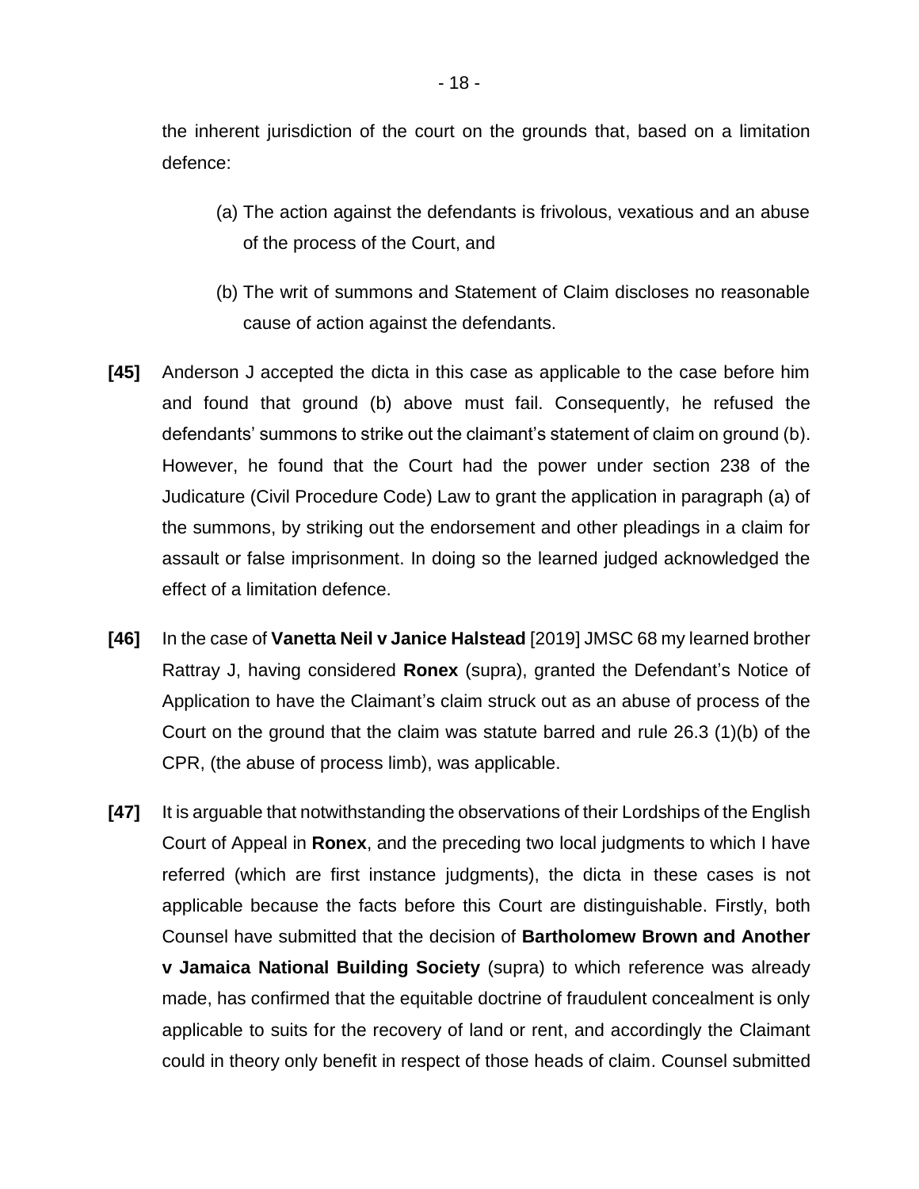the inherent jurisdiction of the court on the grounds that, based on a limitation defence:

(a) The action against the defendants is frivolous, vexatious and an abuse of the process of the Court, and

(b) The writ of summons and Statement of Claim discloses no reasonable cause of action against the defendants.

**[45]** Anderson J accepted the dicta in this case as applicable to the case before him and found that ground (b) above must fail. Consequently, he refused the defendants' summons to strike out the claimant's statement of claim on ground (b). However, he found that the Court had the power under section 238 of the Judicature (Civil Procedure Code) Law to grant the application in paragraph (a) of the summons, by striking out the endorsement and other pleadings in a claim for assault or false imprisonment. In doing so the learned judged acknowledged the effect of a limitation defence.

**[46]** In the case of **Vanetta Neil v Janice Halstead** [2019] JMSC 68 my learned brother Rattray J, having considered **Ronex** (supra), granted the Defendant's Notice of Application to have the Claimant's claim struck out as an abuse of process of the Court on the ground that the claim was statute barred and rule 26.3 (1)(b) of the CPR, (the abuse of process limb), was applicable.

**[47]** It is arguable that notwithstanding the observations of their Lordships of the English Court of Appeal in **Ronex**, and the preceding two local judgments to which I have referred (which are first instance judgments), the dicta in these cases is not applicable because the facts before this Court are distinguishable. Firstly, both Counsel have submitted that the decision of **Bartholomew Brown and Another v Jamaica National Building Society** (supra) to which reference was already made, has confirmed that the equitable doctrine of fraudulent concealment is only applicable to suits for the recovery of land or rent, and accordingly the Claimant could in theory only benefit in respect of those heads of claim. Counsel submitted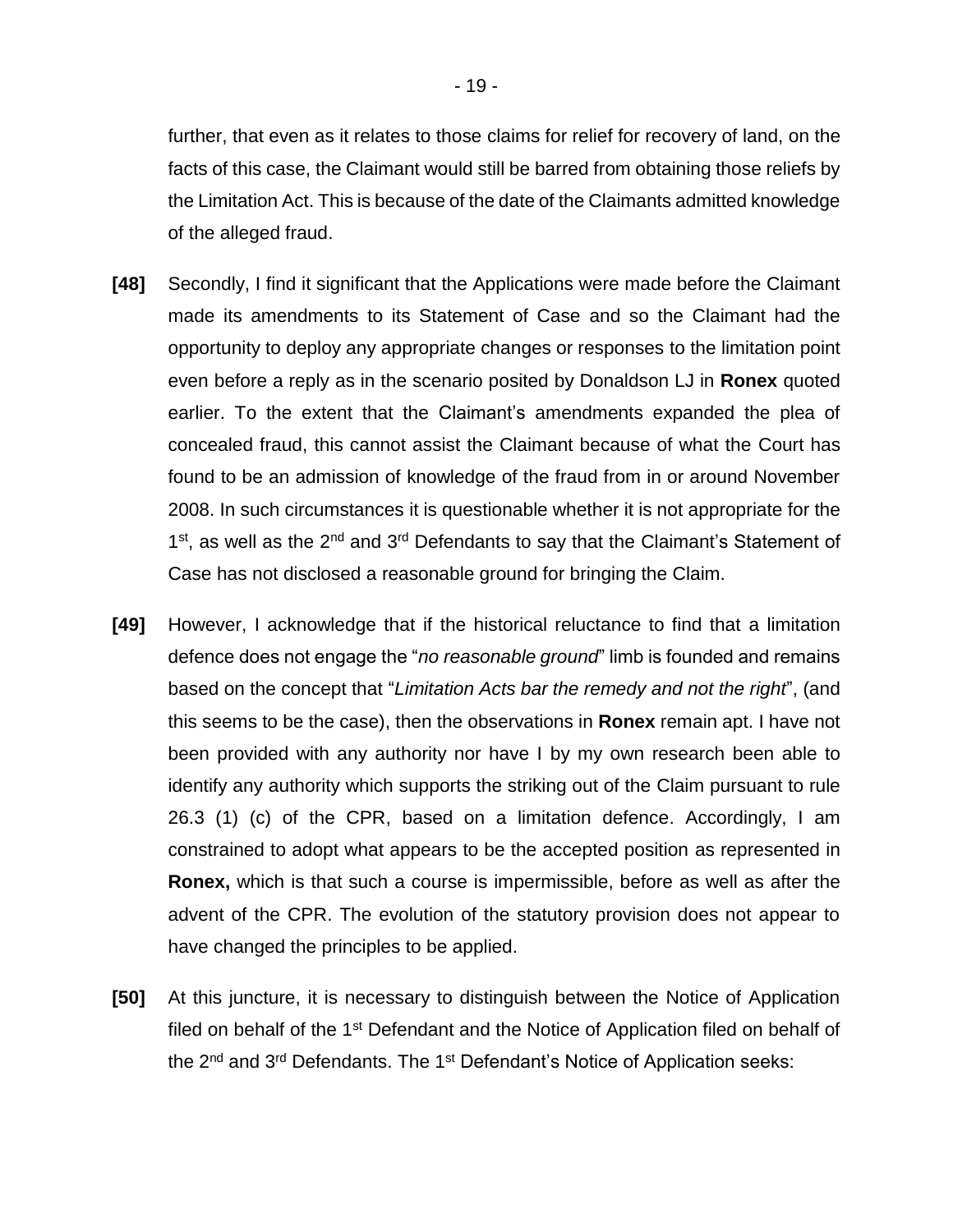further, that even as it relates to those claims for relief for recovery of land, on the facts of this case, the Claimant would still be barred from obtaining those reliefs by the Limitation Act. This is because of the date of the Claimants admitted knowledge of the alleged fraud.

**[48]** Secondly, I find it significant that the Applications were made before the Claimant made its amendments to its Statement of Case and so the Claimant had the opportunity to deploy any appropriate changes or responses to the limitation point even before a reply as in the scenario posited by Donaldson LJ in **Ronex** quoted earlier. To the extent that the Claimant's amendments expanded the plea of concealed fraud, this cannot assist the Claimant because of what the Court has found to be an admission of knowledge of the fraud from in or around November 2008. In such circumstances it is questionable whether it is not appropriate for the 1st, as well as the 2nd and 3rd Defendants to say that the Claimant's Statement of Case has not disclosed a reasonable ground for bringing the Claim.

**[49]** However, I acknowledge that if the historical reluctance to find that a limitation defence does not engage the "*no reasonable ground*" limb is founded and remains based on the concept that "*Limitation Acts bar the remedy and not the right*", (and this seems to be the case), then the observations in **Ronex** remain apt. I have not been provided with any authority nor have I by my own research been able to identify any authority which supports the striking out of the Claim pursuant to rule 26.3 (1) (c) of the CPR, based on a limitation defence. Accordingly, I am constrained to adopt what appears to be the accepted position as represented in **Ronex,** which is that such a course is impermissible, before as well as after the advent of the CPR. The evolution of the statutory provision does not appear to have changed the principles to be applied.

**[50]** At this juncture, it is necessary to distinguish between the Notice of Application filed on behalf of the 1st Defendant and the Notice of Application filed on behalf of the 2nd and 3rd Defendants. The 1st Defendant's Notice of Application seeks: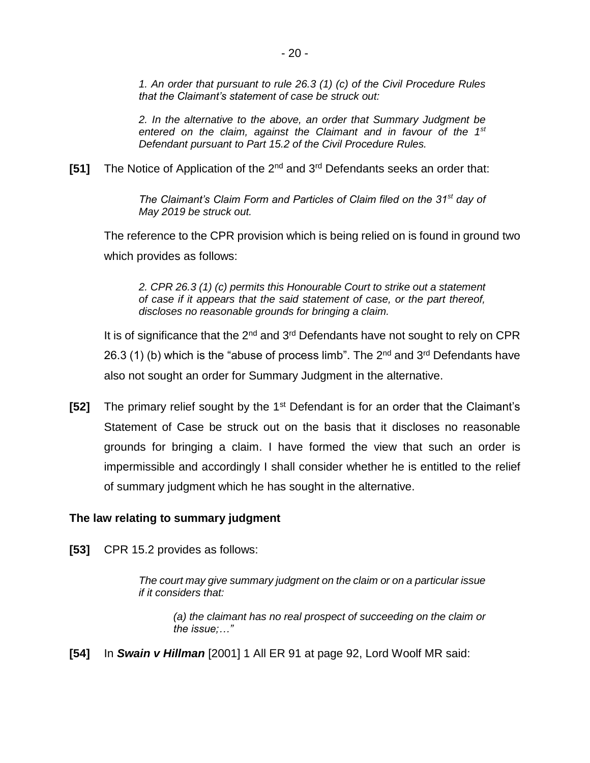*1. An order that pursuant to rule 26.3 (1) (c) of the Civil Procedure Rules that the Claimant's statement of case be struck out:*

*2. In the alternative to the above, an order that Summary Judgment be entered on the claim, against the Claimant and in favour of the 1st Defendant pursuant to Part 15.2 of the Civil Procedure Rules.*

**[51]** The Notice of Application of the 2nd and 3rd Defendants seeks an order that:

*The Claimant's Claim Form and Particles of Claim filed on the 31st day of May 2019 be struck out.*

The reference to the CPR provision which is being relied on is found in ground two which provides as follows:

*2. CPR 26.3 (1) (c) permits this Honourable Court to strike out a statement of case if it appears that the said statement of case, or the part thereof, discloses no reasonable grounds for bringing a claim.*

It is of significance that the 2nd and 3rd Defendants have not sought to rely on CPR 26.3 (1) (b) which is the "abuse of process limb". The 2nd and 3rd Defendants have also not sought an order for Summary Judgment in the alternative.

**[52]** The primary relief sought by the 1st Defendant is for an order that the Claimant's Statement of Case be struck out on the basis that it discloses no reasonable grounds for bringing a claim. I have formed the view that such an order is impermissible and accordingly I shall consider whether he is entitled to the relief of summary judgment which he has sought in the alternative.

**The law relating to summary judgment**

**[53]** CPR 15.2 provides as follows:

*The court may give summary judgment on the claim or on a particular issue if it considers that:*

*(a) the claimant has no real prospect of succeeding on the claim or the issue;…"*

**[54]** In ***Swain v Hillman*** [2001] 1 All ER 91 at page 92, Lord Woolf MR said: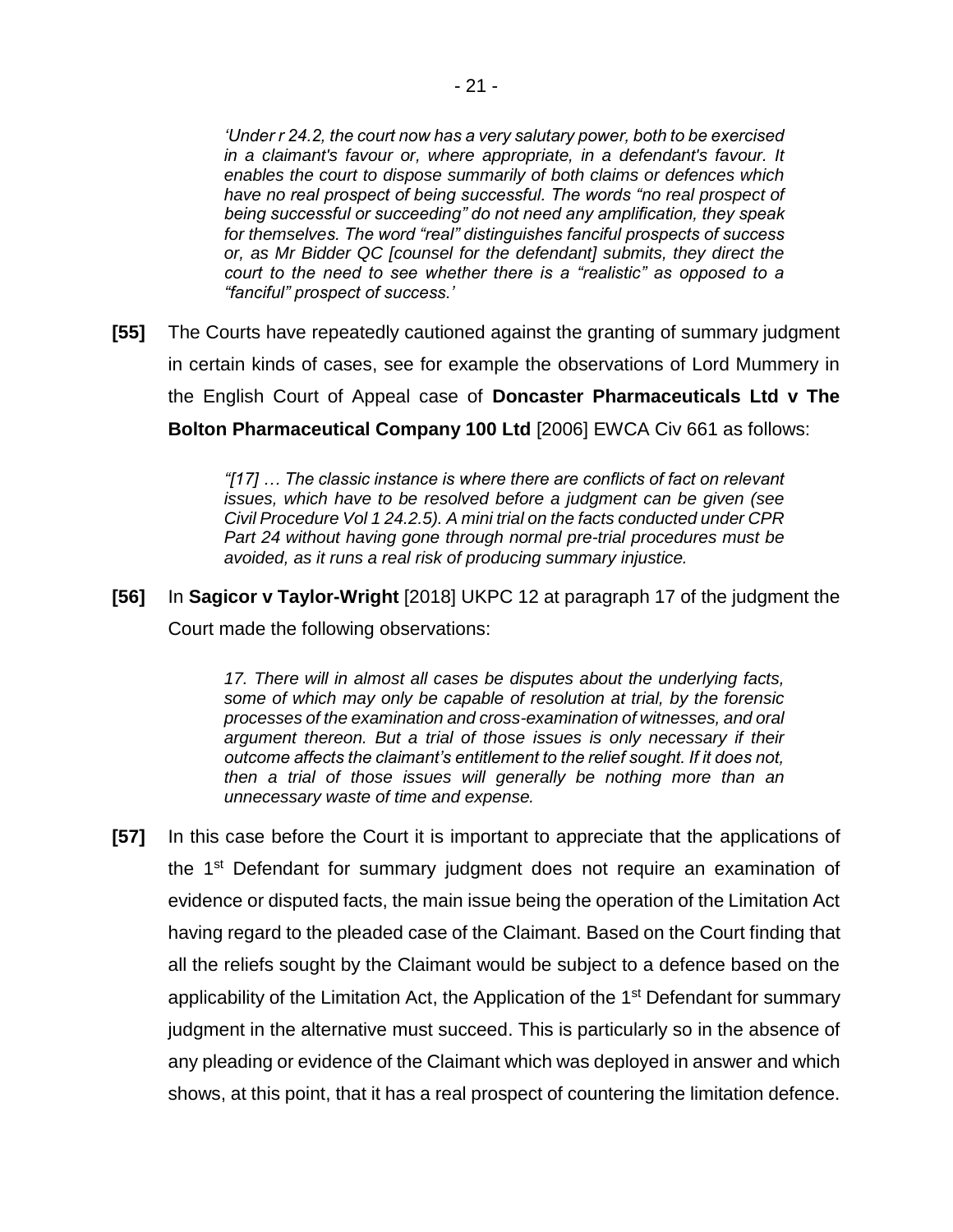> *'Under r 24.2, the court now has a very salutary power, both to be exercised in a claimant's favour or, where appropriate, in a defendant's favour. It enables the court to dispose summarily of both claims or defences which have no real prospect of being successful. The words "no real prospect of being successful or succeeding" do not need any amplification, they speak for themselves. The word "real" distinguishes fanciful prospects of success or, as Mr Bidder QC [counsel for the defendant] submits, they direct the court to the need to see whether there is a "realistic" as opposed to a "fanciful" prospect of success.'*

**[55]** The Courts have repeatedly cautioned against the granting of summary judgment in certain kinds of cases, see for example the observations of Lord Mummery in the English Court of Appeal case of **Doncaster Pharmaceuticals Ltd v The Bolton Pharmaceutical Company 100 Ltd** [2006] EWCA Civ 661 as follows:

> *"[17] … The classic instance is where there are conflicts of fact on relevant issues, which have to be resolved before a judgment can be given (see Civil Procedure Vol 1 24.2.5). A mini trial on the facts conducted under CPR Part 24 without having gone through normal pre-trial procedures must be avoided, as it runs a real risk of producing summary injustice.*

**[56]** In **Sagicor v Taylor-Wright** [2018] UKPC 12 at paragraph 17 of the judgment the Court made the following observations:

> *17. There will in almost all cases be disputes about the underlying facts, some of which may only be capable of resolution at trial, by the forensic processes of the examination and cross-examination of witnesses, and oral argument thereon. But a trial of those issues is only necessary if their outcome affects the claimant's entitlement to the relief sought. If it does not, then a trial of those issues will generally be nothing more than an unnecessary waste of time and expense.*

**[57]** In this case before the Court it is important to appreciate that the applications of the 1st Defendant for summary judgment does not require an examination of evidence or disputed facts, the main issue being the operation of the Limitation Act having regard to the pleaded case of the Claimant. Based on the Court finding that all the reliefs sought by the Claimant would be subject to a defence based on the applicability of the Limitation Act, the Application of the 1st Defendant for summary judgment in the alternative must succeed. This is particularly so in the absence of any pleading or evidence of the Claimant which was deployed in answer and which shows, at this point, that it has a real prospect of countering the limitation defence.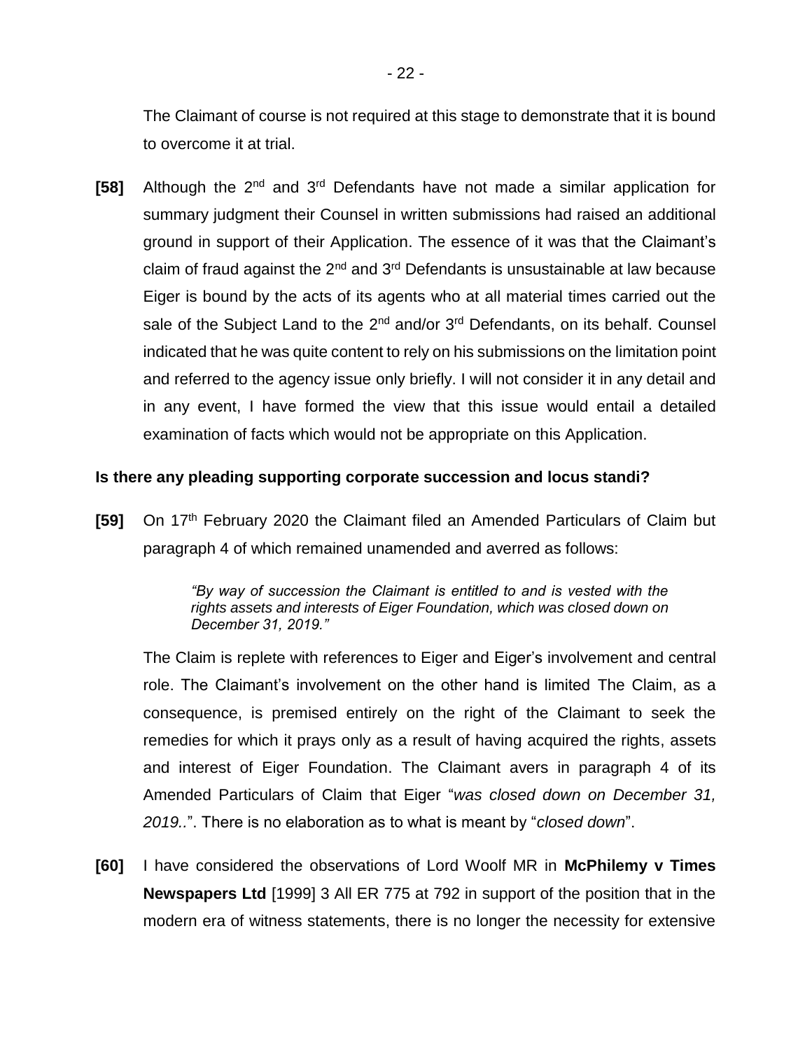The Claimant of course is not required at this stage to demonstrate that it is bound to overcome it at trial.

**[58]** Although the 2nd and 3rd Defendants have not made a similar application for summary judgment their Counsel in written submissions had raised an additional ground in support of their Application. The essence of it was that the Claimant's claim of fraud against the 2nd and 3rd Defendants is unsustainable at law because Eiger is bound by the acts of its agents who at all material times carried out the sale of the Subject Land to the 2nd and/or 3rd Defendants, on its behalf. Counsel indicated that he was quite content to rely on his submissions on the limitation point and referred to the agency issue only briefly. I will not consider it in any detail and in any event, I have formed the view that this issue would entail a detailed examination of facts which would not be appropriate on this Application.

**Is there any pleading supporting corporate succession and locus standi?**

**[59]** On 17th February 2020 the Claimant filed an Amended Particulars of Claim but paragraph 4 of which remained unamended and averred as follows:

> *"By way of succession the Claimant is entitled to and is vested with the rights assets and interests of Eiger Foundation, which was closed down on December 31, 2019."*

The Claim is replete with references to Eiger and Eiger's involvement and central role. The Claimant's involvement on the other hand is limited The Claim, as a consequence, is premised entirely on the right of the Claimant to seek the remedies for which it prays only as a result of having acquired the rights, assets and interest of Eiger Foundation. The Claimant avers in paragraph 4 of its Amended Particulars of Claim that Eiger "*was closed down on December 31, 2019..*". There is no elaboration as to what is meant by "*closed down*".

**[60]** I have considered the observations of Lord Woolf MR in **McPhilemy v Times Newspapers Ltd** [1999] 3 All ER 775 at 792 in support of the position that in the modern era of witness statements, there is no longer the necessity for extensive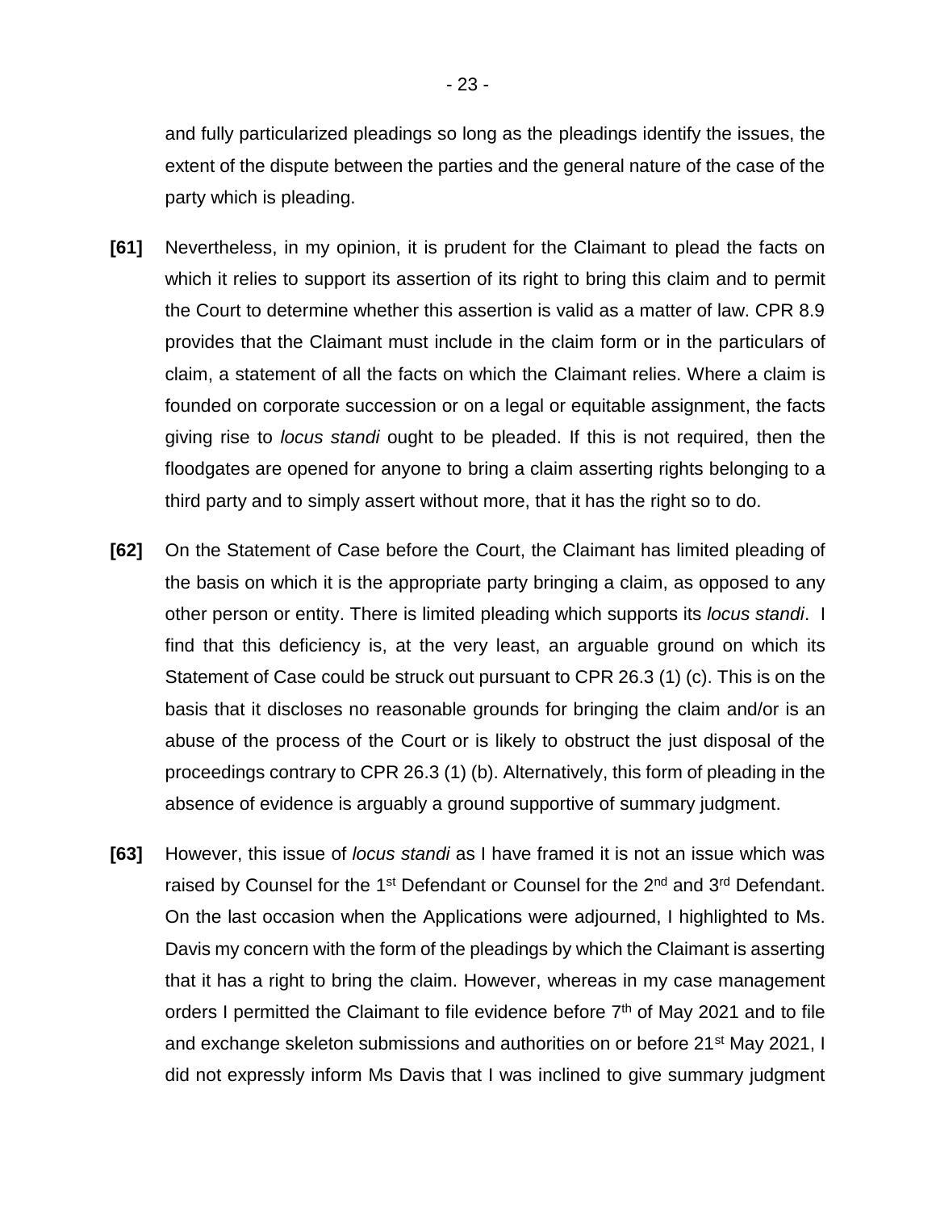and fully particularized pleadings so long as the pleadings identify the issues, the extent of the dispute between the parties and the general nature of the case of the party which is pleading.

**[61]** Nevertheless, in my opinion, it is prudent for the Claimant to plead the facts on which it relies to support its assertion of its right to bring this claim and to permit the Court to determine whether this assertion is valid as a matter of law. CPR 8.9 provides that the Claimant must include in the claim form or in the particulars of claim, a statement of all the facts on which the Claimant relies. Where a claim is founded on corporate succession or on a legal or equitable assignment, the facts giving rise to *locus standi* ought to be pleaded. If this is not required, then the floodgates are opened for anyone to bring a claim asserting rights belonging to a third party and to simply assert without more, that it has the right so to do.

**[62]** On the Statement of Case before the Court, the Claimant has limited pleading of the basis on which it is the appropriate party bringing a claim, as opposed to any other person or entity. There is limited pleading which supports its *locus standi*. I find that this deficiency is, at the very least, an arguable ground on which its Statement of Case could be struck out pursuant to CPR 26.3 (1) (c). This is on the basis that it discloses no reasonable grounds for bringing the claim and/or is an abuse of the process of the Court or is likely to obstruct the just disposal of the proceedings contrary to CPR 26.3 (1) (b). Alternatively, this form of pleading in the absence of evidence is arguably a ground supportive of summary judgment.

**[63]** However, this issue of *locus standi* as I have framed it is not an issue which was raised by Counsel for the 1st Defendant or Counsel for the 2nd and 3rd Defendant. On the last occasion when the Applications were adjourned, I highlighted to Ms. Davis my concern with the form of the pleadings by which the Claimant is asserting that it has a right to bring the claim. However, whereas in my case management orders I permitted the Claimant to file evidence before 7th of May 2021 and to file and exchange skeleton submissions and authorities on or before 21st May 2021, I did not expressly inform Ms Davis that I was inclined to give summary judgment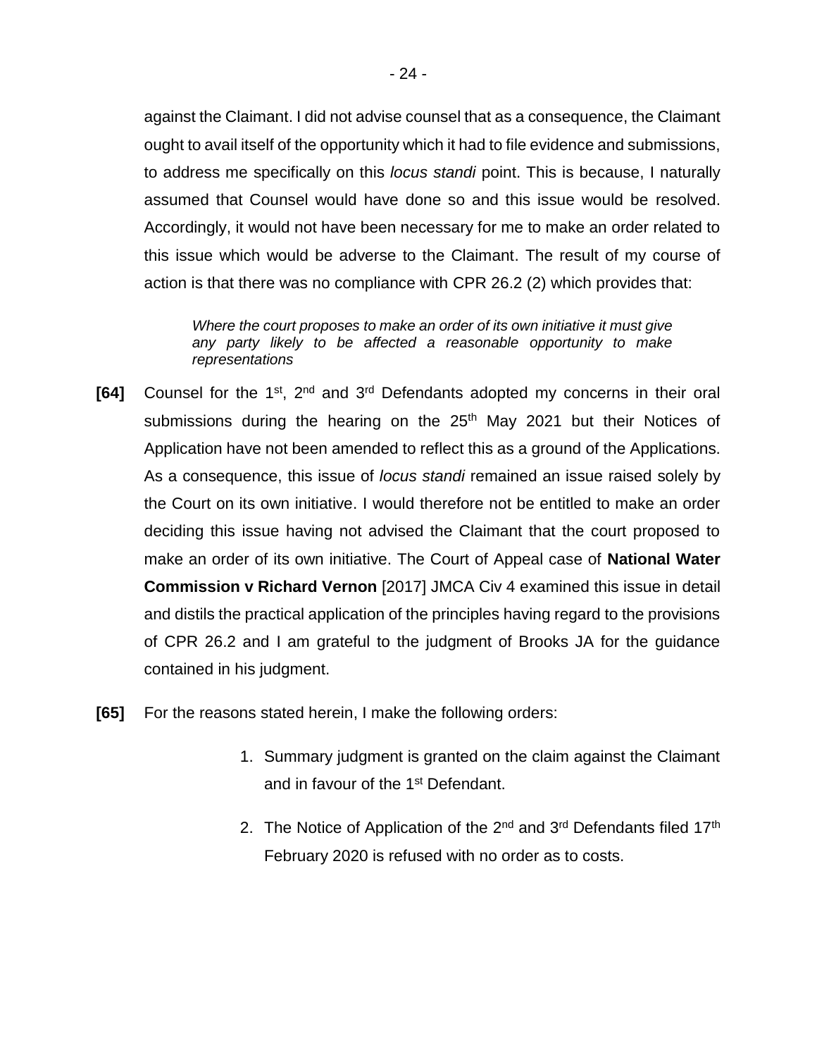against the Claimant. I did not advise counsel that as a consequence, the Claimant ought to avail itself of the opportunity which it had to file evidence and submissions, to address me specifically on this *locus standi* point. This is because, I naturally assumed that Counsel would have done so and this issue would be resolved. Accordingly, it would not have been necessary for me to make an order related to this issue which would be adverse to the Claimant. The result of my course of action is that there was no compliance with CPR 26.2 (2) which provides that:

> *Where the court proposes to make an order of its own initiative it must give any party likely to be affected a reasonable opportunity to make representations*

**[64]** Counsel for the 1st, 2nd and 3rd Defendants adopted my concerns in their oral submissions during the hearing on the 25th May 2021 but their Notices of Application have not been amended to reflect this as a ground of the Applications. As a consequence, this issue of *locus standi* remained an issue raised solely by the Court on its own initiative. I would therefore not be entitled to make an order deciding this issue having not advised the Claimant that the court proposed to make an order of its own initiative. The Court of Appeal case of **National Water Commission v Richard Vernon** [2017] JMCA Civ 4 examined this issue in detail and distils the practical application of the principles having regard to the provisions of CPR 26.2 and I am grateful to the judgment of Brooks JA for the guidance contained in his judgment.

**[65]** For the reasons stated herein, I make the following orders:

1. Summary judgment is granted on the claim against the Claimant and in favour of the 1st Defendant.
2. The Notice of Application of the 2nd and 3rd Defendants filed 17th February 2020 is refused with no order as to costs.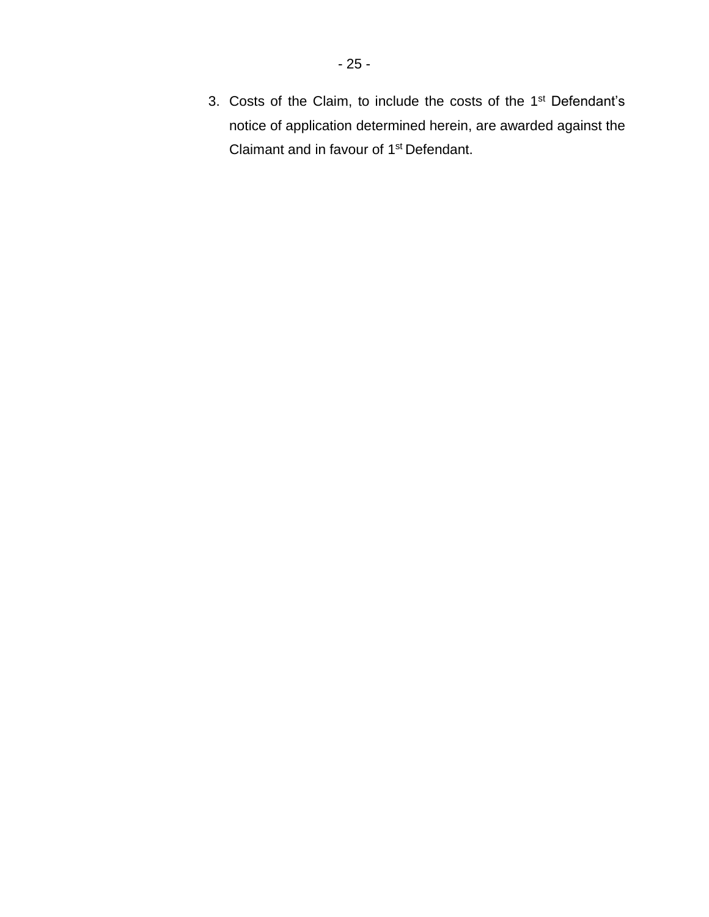3. Costs of the Claim, to include the costs of the 1st Defendant's notice of application determined herein, are awarded against the Claimant and in favour of 1st Defendant.